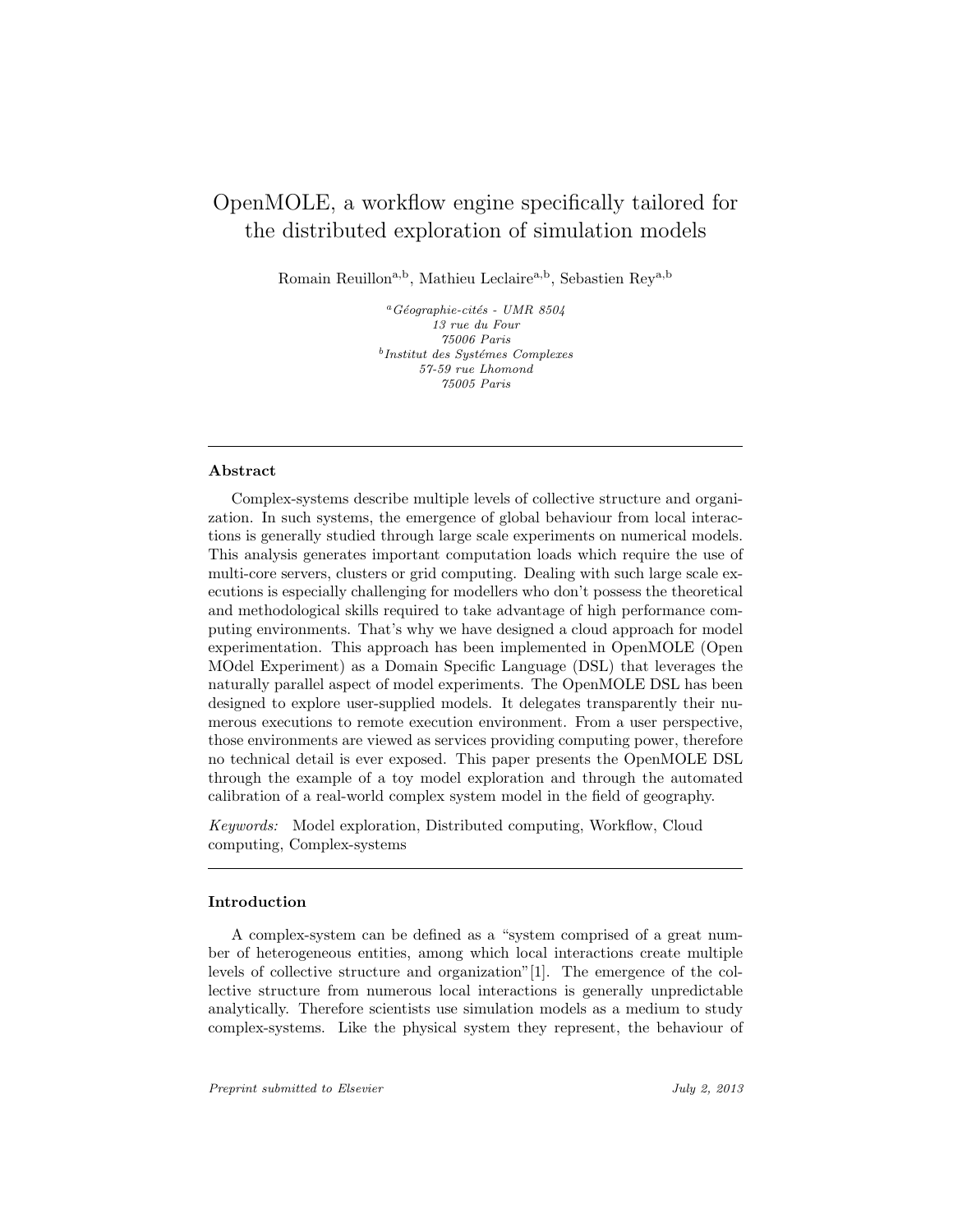# OpenMOLE, a workflow engine specifically tailored for the distributed exploration of simulation models

Romain Reuillon[a,b], Mathieu Leclaire[a,b], Sebastien Rey[a,b]

[a] *Géographie-cités - UMR 8504*
*13 rue du Four*
*75006 Paris*
[b] *Institut des Systémes Complexes*
*57-59 rue Lhomond*
*75005 Paris*

---

### Abstract

Complex-systems describe multiple levels of collective structure and organization. In such systems, the emergence of global behaviour from local interactions is generally studied through large scale experiments on numerical models. This analysis generates important computation loads which require the use of multi-core servers, clusters or grid computing. Dealing with such large scale executions is especially challenging for modellers who don't possess the theoretical and methodological skills required to take advantage of high performance computing environments. That's why we have designed a cloud approach for model experimentation. This approach has been implemented in OpenMOLE (Open MOdel Experiment) as a Domain Specific Language (DSL) that leverages the naturally parallel aspect of model experiments. The OpenMOLE DSL has been designed to explore user-supplied models. It delegates transparently their numerous executions to remote execution environment. From a user perspective, those environments are viewed as services providing computing power, therefore no technical detail is ever exposed. This paper presents the OpenMOLE DSL through the example of a toy model exploration and through the automated calibration of a real-world complex system model in the field of geography.

*Keywords:* Model exploration, Distributed computing, Workflow, Cloud computing, Complex-systems

---

### Introduction

A complex-system can be defined as a "system comprised of a great number of heterogeneous entities, among which local interactions create multiple levels of collective structure and organization"[1]. The emergence of the collective structure from numerous local interactions is generally unpredictable analytically. Therefore scientists use simulation models as a medium to study complex-systems. Like the physical system they represent, the behaviour of

*Preprint submitted to Elsevier* *July 2, 2013*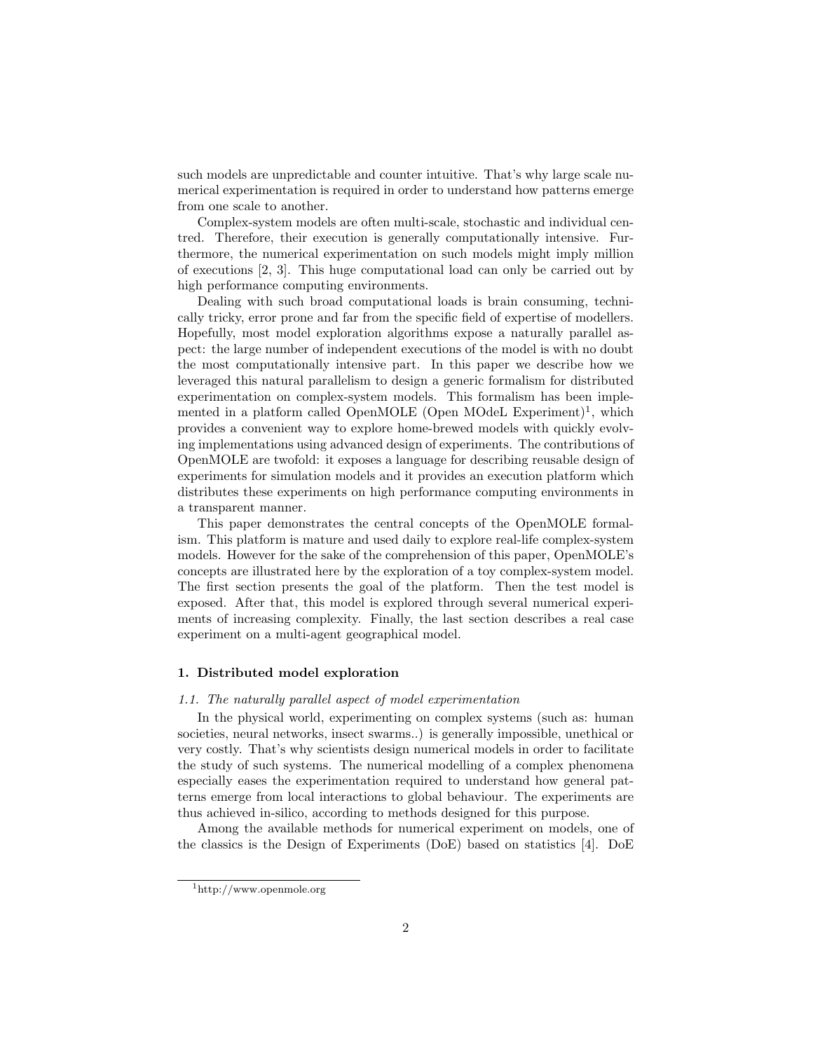such models are unpredictable and counter intuitive. That's why large scale numerical experimentation is required in order to understand how patterns emerge from one scale to another.

Complex-system models are often multi-scale, stochastic and individual centred. Therefore, their execution is generally computationally intensive. Furthermore, the numerical experimentation on such models might imply million of executions [2, 3]. This huge computational load can only be carried out by high performance computing environments.

Dealing with such broad computational loads is brain consuming, technically tricky, error prone and far from the specific field of expertise of modellers. Hopefully, most model exploration algorithms expose a naturally parallel aspect: the large number of independent executions of the model is with no doubt the most computationally intensive part. In this paper we describe how we leveraged this natural parallelism to design a generic formalism for distributed experimentation on complex-system models. This formalism has been implemented in a platform called OpenMOLE (Open MOdeL Experiment)[1], which provides a convenient way to explore home-brewed models with quickly evolving implementations using advanced design of experiments. The contributions of OpenMOLE are twofold: it exposes a language for describing reusable design of experiments for simulation models and it provides an execution platform which distributes these experiments on high performance computing environments in a transparent manner.

This paper demonstrates the central concepts of the OpenMOLE formalism. This platform is mature and used daily to explore real-life complex-system models. However for the sake of the comprehension of this paper, OpenMOLE's concepts are illustrated here by the exploration of a toy complex-system model. The first section presents the goal of the platform. Then the test model is exposed. After that, this model is explored through several numerical experiments of increasing complexity. Finally, the last section describes a real case experiment on a multi-agent geographical model.

## 1. Distributed model exploration

### *1.1. The naturally parallel aspect of model experimentation*

In the physical world, experimenting on complex systems (such as: human societies, neural networks, insect swarms..) is generally impossible, unethical or very costly. That's why scientists design numerical models in order to facilitate the study of such systems. The numerical modelling of a complex phenomena especially eases the experimentation required to understand how general patterns emerge from local interactions to global behaviour. The experiments are thus achieved in-silico, according to methods designed for this purpose.

Among the available methods for numerical experiment on models, one of the classics is the Design of Experiments (DoE) based on statistics [4]. DoE

[1] http://www.openmole.org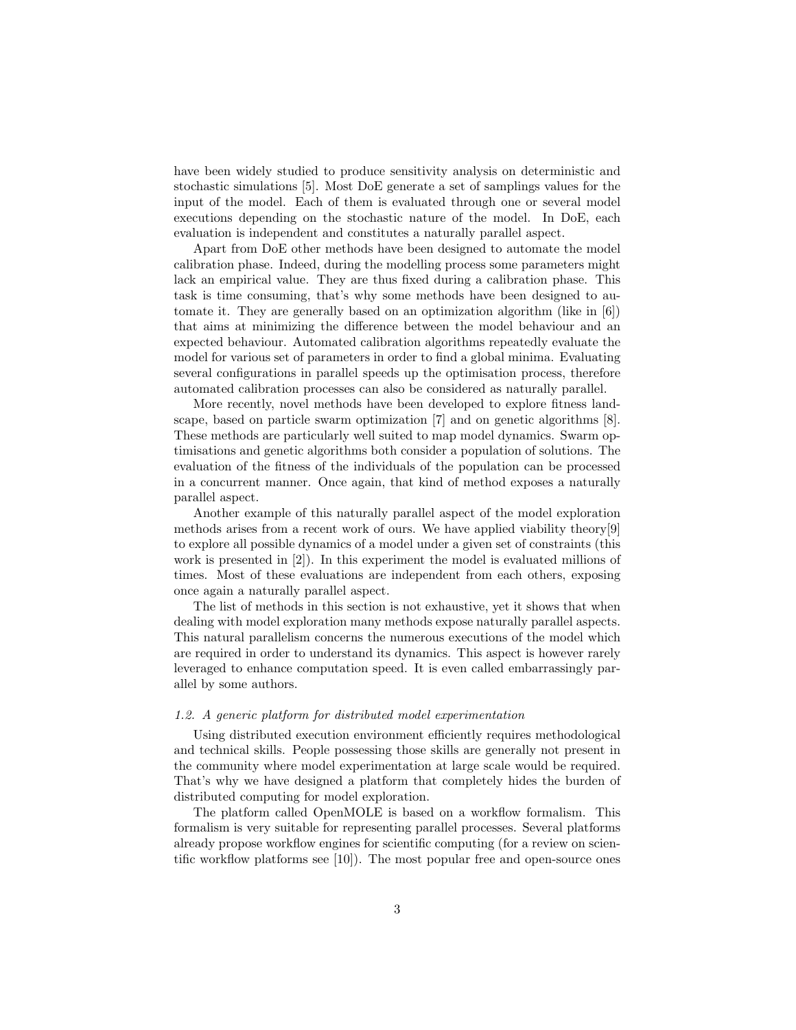have been widely studied to produce sensitivity analysis on deterministic and stochastic simulations [5]. Most DoE generate a set of samplings values for the input of the model. Each of them is evaluated through one or several model executions depending on the stochastic nature of the model. In DoE, each evaluation is independent and constitutes a naturally parallel aspect.

Apart from DoE other methods have been designed to automate the model calibration phase. Indeed, during the modelling process some parameters might lack an empirical value. They are thus fixed during a calibration phase. This task is time consuming, that's why some methods have been designed to automate it. They are generally based on an optimization algorithm (like in [6]) that aims at minimizing the difference between the model behaviour and an expected behaviour. Automated calibration algorithms repeatedly evaluate the model for various set of parameters in order to find a global minima. Evaluating several configurations in parallel speeds up the optimisation process, therefore automated calibration processes can also be considered as naturally parallel.

More recently, novel methods have been developed to explore fitness landscape, based on particle swarm optimization [7] and on genetic algorithms [8]. These methods are particularly well suited to map model dynamics. Swarm optimisations and genetic algorithms both consider a population of solutions. The evaluation of the fitness of the individuals of the population can be processed in a concurrent manner. Once again, that kind of method exposes a naturally parallel aspect.

Another example of this naturally parallel aspect of the model exploration methods arises from a recent work of ours. We have applied viability theory[9] to explore all possible dynamics of a model under a given set of constraints (this work is presented in [2]). In this experiment the model is evaluated millions of times. Most of these evaluations are independent from each others, exposing once again a naturally parallel aspect.

The list of methods in this section is not exhaustive, yet it shows that when dealing with model exploration many methods expose naturally parallel aspects. This natural parallelism concerns the numerous executions of the model which are required in order to understand its dynamics. This aspect is however rarely leveraged to enhance computation speed. It is even called embarrassingly parallel by some authors.

### *1.2. A generic platform for distributed model experimentation*

Using distributed execution environment efficiently requires methodological and technical skills. People possessing those skills are generally not present in the community where model experimentation at large scale would be required. That's why we have designed a platform that completely hides the burden of distributed computing for model exploration.

The platform called OpenMOLE is based on a workflow formalism. This formalism is very suitable for representing parallel processes. Several platforms already propose workflow engines for scientific computing (for a review on scientific workflow platforms see [10]). The most popular free and open-source ones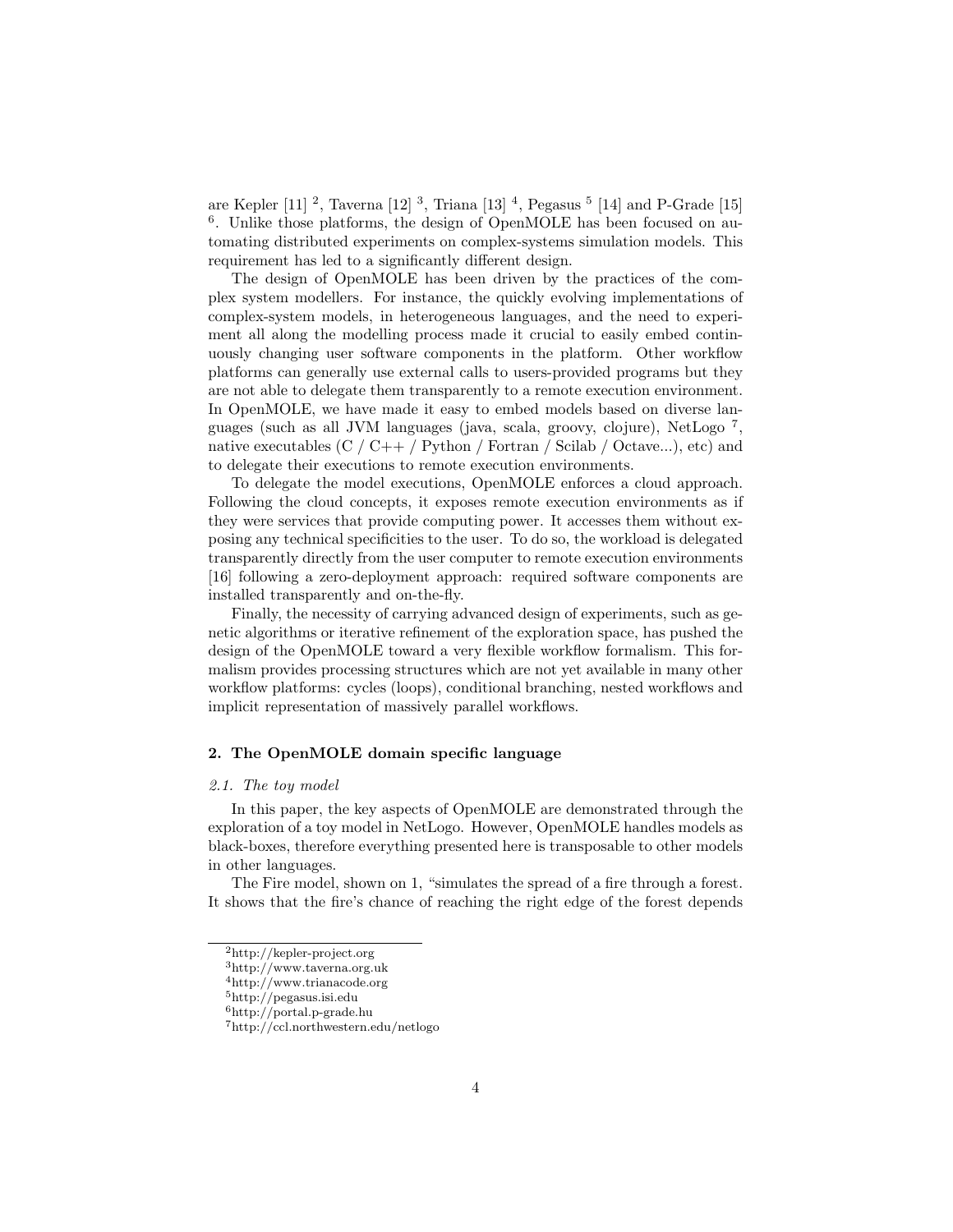are Kepler [11] [2], Taverna [12] [3], Triana [13] [4], Pegasus [5] [14] and P-Grade [15] [6]. Unlike those platforms, the design of OpenMOLE has been focused on automating distributed experiments on complex-systems simulation models. This requirement has led to a significantly different design.

The design of OpenMOLE has been driven by the practices of the complex system modellers. For instance, the quickly evolving implementations of complex-system models, in heterogeneous languages, and the need to experiment all along the modelling process made it crucial to easily embed continuously changing user software components in the platform. Other workflow platforms can generally use external calls to users-provided programs but they are not able to delegate them transparently to a remote execution environment. In OpenMOLE, we have made it easy to embed models based on diverse languages (such as all JVM languages (java, scala, groovy, clojure), NetLogo [7], native executables (C / C++ / Python / Fortran / Scilab / Octave...), etc) and to delegate their executions to remote execution environments.

To delegate the model executions, OpenMOLE enforces a cloud approach. Following the cloud concepts, it exposes remote execution environments as if they were services that provide computing power. It accesses them without exposing any technical specificities to the user. To do so, the workload is delegated transparently directly from the user computer to remote execution environments [16] following a zero-deployment approach: required software components are installed transparently and on-the-fly.

Finally, the necessity of carrying advanced design of experiments, such as genetic algorithms or iterative refinement of the exploration space, has pushed the design of the OpenMOLE toward a very flexible workflow formalism. This formalism provides processing structures which are not yet available in many other workflow platforms: cycles (loops), conditional branching, nested workflows and implicit representation of massively parallel workflows.

## 2. The OpenMOLE domain specific language

### *2.1. The toy model*

In this paper, the key aspects of OpenMOLE are demonstrated through the exploration of a toy model in NetLogo. However, OpenMOLE handles models as black-boxes, therefore everything presented here is transposable to other models in other languages.

The Fire model, shown on 1, "simulates the spread of a fire through a forest. It shows that the fire's chance of reaching the right edge of the forest depends

---

[2] http://kepler-project.org

[3] http://www.taverna.org.uk

[4] http://www.trianacode.org

[5] http://pegasus.isi.edu

[6] http://portal.p-grade.hu

[7] http://ccl.northwestern.edu/netlogo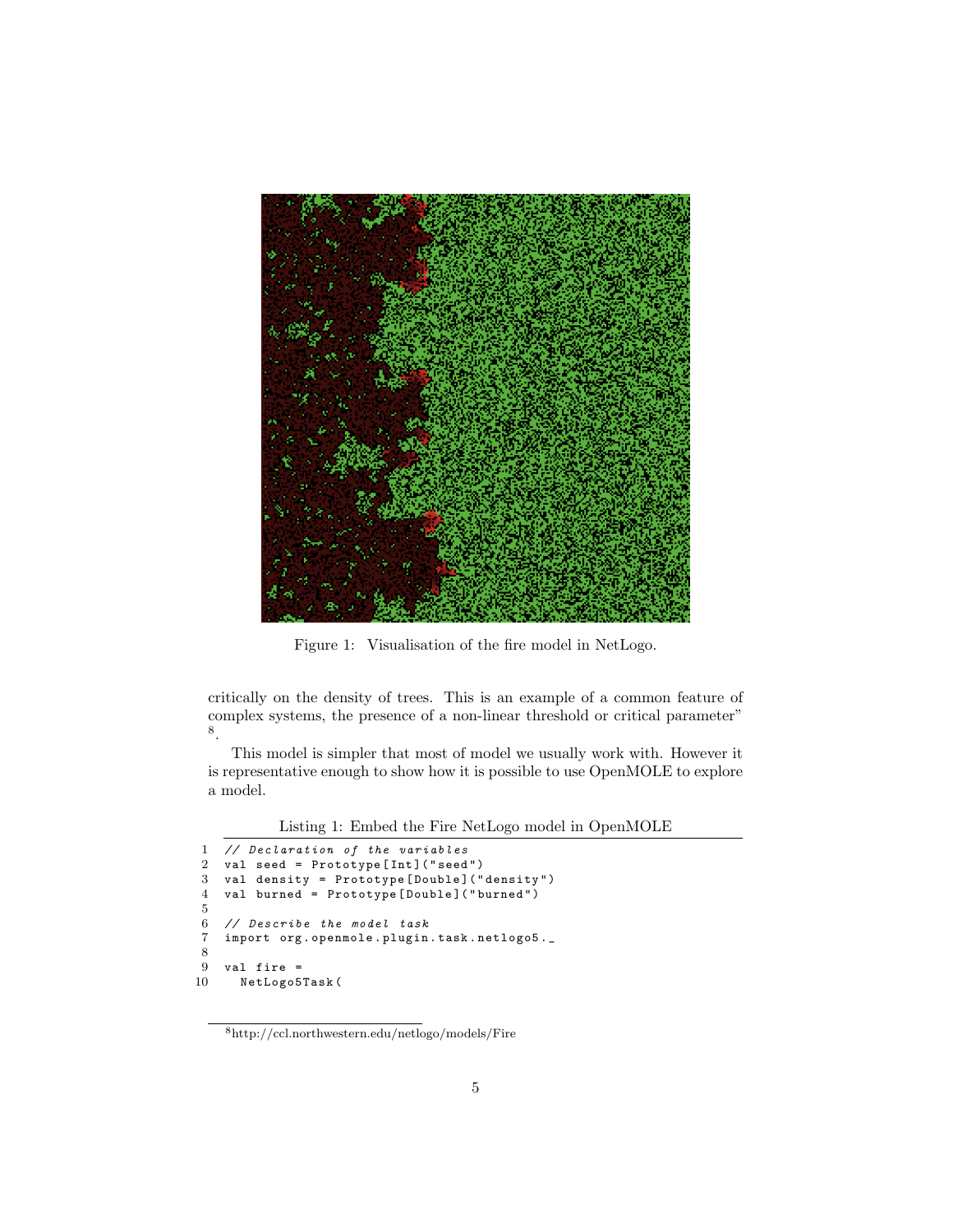Figure 1: Visualisation of the fire model in NetLogo.

critically on the density of trees. This is an example of a common feature of complex systems, the presence of a non-linear threshold or critical parameter" [8].

This model is simpler that most of model we usually work with. However it is representative enough to show how it is possible to use OpenMOLE to explore a model.

Listing 1: Embed the Fire NetLogo model in OpenMOLE

```
// Declaration of the variables
val seed = Prototype[Int]("seed")
val density = Prototype[Double]("density")
val burned = Prototype[Double]("burned")

// Describe the model task
import org.openmole.plugin.task.netlogo5._

val fire =
  NetLogo5Task(
```

[8] http://ccl.northwestern.edu/netlogo/models/Fire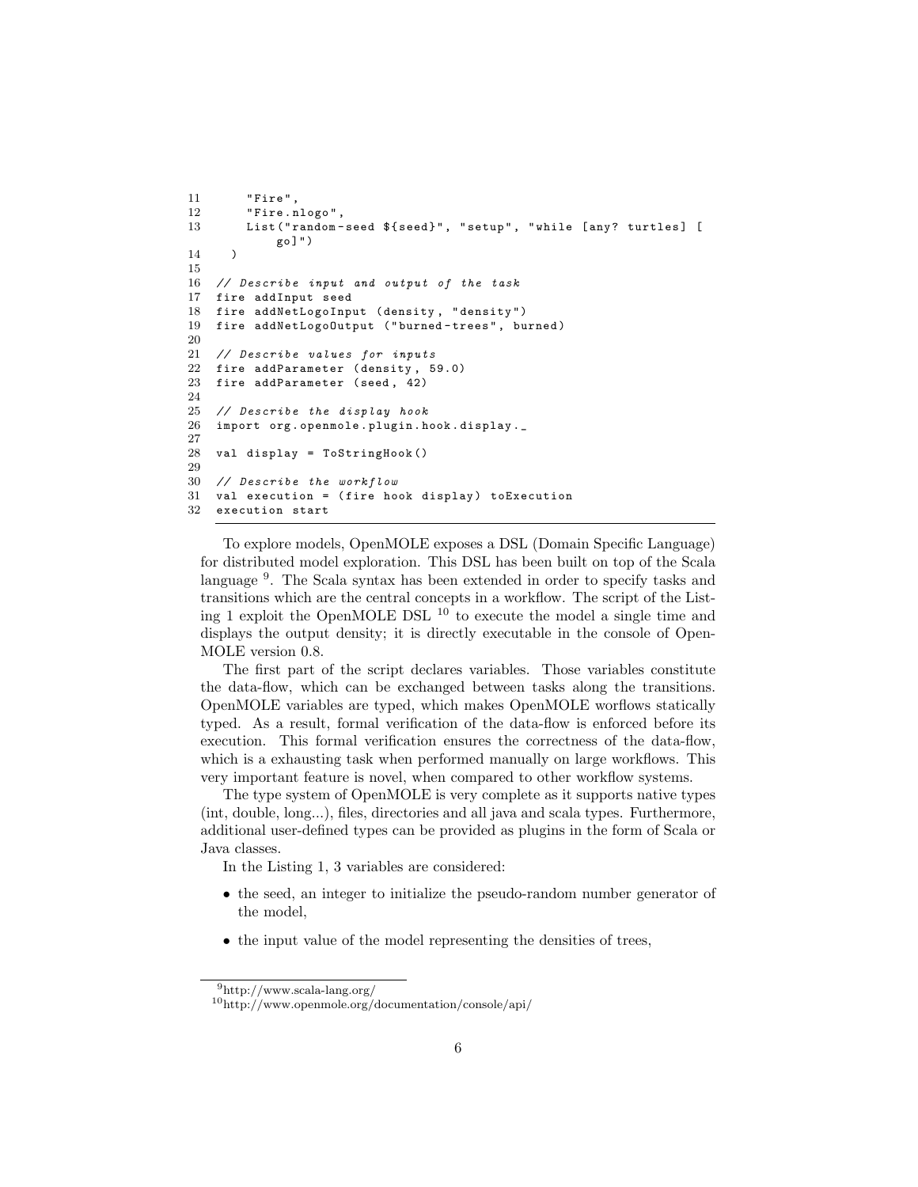```
11       "Fire",
12       "Fire.nlogo",
13       List("random-seed ${seed}", "setup", "while [any? turtles] [
           go]")
14    )
15
16  // Describe input and output of the task
17  fire addInput seed
18  fire addNetLogoInput (density, "density")
19  fire addNetLogoOutput ("burned-trees", burned)
20
21  // Describe values for inputs
22  fire addParameter (density, 59.0)
23  fire addParameter (seed, 42)
24
25  // Describe the display hook
26  import org.openmole.plugin.hook.display._
27
28  val display = ToStringHook()
29
30  // Describe the workflow
31  val execution = (fire hook display) toExecution
32  execution start
```

To explore models, OpenMOLE exposes a DSL (Domain Specific Language) for distributed model exploration. This DSL has been built on top of the Scala language [9]. The Scala syntax has been extended in order to specify tasks and transitions which are the central concepts in a workflow. The script of the Listing 1 exploit the OpenMOLE DSL [10] to execute the model a single time and displays the output density; it is directly executable in the console of OpenMOLE version 0.8.

The first part of the script declares variables. Those variables constitute the data-flow, which can be exchanged between tasks along the transitions. OpenMOLE variables are typed, which makes OpenMOLE worflows statically typed. As a result, formal verification of the data-flow is enforced before its execution. This formal verification ensures the correctness of the data-flow, which is a exhausting task when performed manually on large workflows. This very important feature is novel, when compared to other workflow systems.

The type system of OpenMOLE is very complete as it supports native types (int, double, long...), files, directories and all java and scala types. Furthermore, additional user-defined types can be provided as plugins in the form of Scala or Java classes.

In the Listing 1, 3 variables are considered:

- the seed, an integer to initialize the pseudo-random number generator of the model,
- the input value of the model representing the densities of trees,

[9] http://www.scala-lang.org/

[10] http://www.openmole.org/documentation/console/api/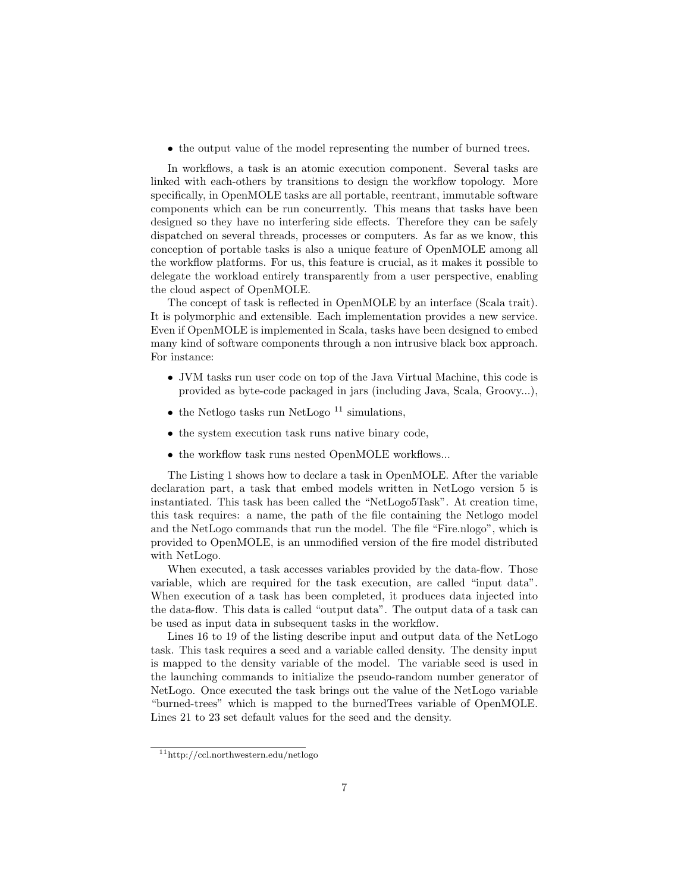- the output value of the model representing the number of burned trees.

In workflows, a task is an atomic execution component. Several tasks are linked with each-others by transitions to design the workflow topology. More specifically, in OpenMOLE tasks are all portable, reentrant, immutable software components which can be run concurrently. This means that tasks have been designed so they have no interfering side effects. Therefore they can be safely dispatched on several threads, processes or computers. As far as we know, this conception of portable tasks is also a unique feature of OpenMOLE among all the workflow platforms. For us, this feature is crucial, as it makes it possible to delegate the workload entirely transparently from a user perspective, enabling the cloud aspect of OpenMOLE.

The concept of task is reflected in OpenMOLE by an interface (Scala trait). It is polymorphic and extensible. Each implementation provides a new service. Even if OpenMOLE is implemented in Scala, tasks have been designed to embed many kind of software components through a non intrusive black box approach. For instance:

- JVM tasks run user code on top of the Java Virtual Machine, this code is provided as byte-code packaged in jars (including Java, Scala, Groovy...),
- the Netlogo tasks run NetLogo [11] simulations,
- the system execution task runs native binary code,
- the workflow task runs nested OpenMOLE workflows...

The Listing 1 shows how to declare a task in OpenMOLE. After the variable declaration part, a task that embed models written in NetLogo version 5 is instantiated. This task has been called the "NetLogo5Task". At creation time, this task requires: a name, the path of the file containing the Netlogo model and the NetLogo commands that run the model. The file "Fire.nlogo", which is provided to OpenMOLE, is an unmodified version of the fire model distributed with NetLogo.

When executed, a task accesses variables provided by the data-flow. Those variable, which are required for the task execution, are called "input data". When execution of a task has been completed, it produces data injected into the data-flow. This data is called "output data". The output data of a task can be used as input data in subsequent tasks in the workflow.

Lines 16 to 19 of the listing describe input and output data of the NetLogo task. This task requires a seed and a variable called density. The density input is mapped to the density variable of the model. The variable seed is used in the launching commands to initialize the pseudo-random number generator of NetLogo. Once executed the task brings out the value of the NetLogo variable "burned-trees" which is mapped to the burnedTrees variable of OpenMOLE. Lines 21 to 23 set default values for the seed and the density.

[11] http://ccl.northwestern.edu/netlogo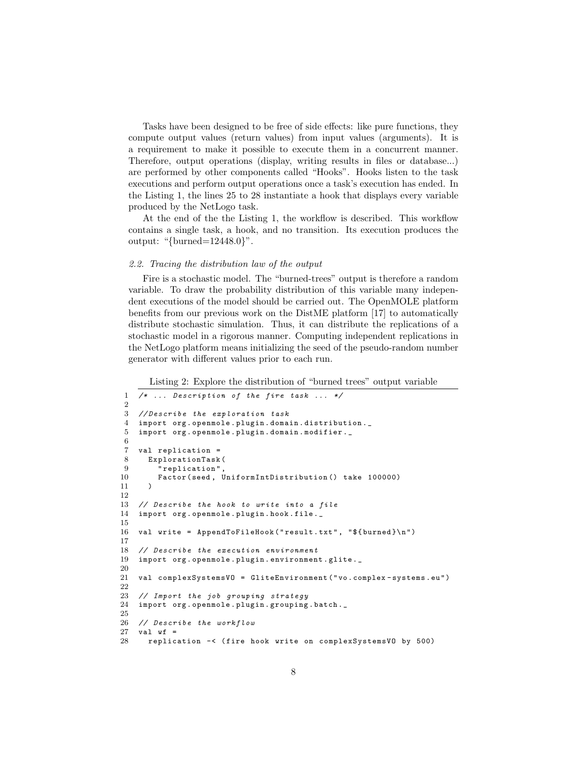Tasks have been designed to be free of side effects: like pure functions, they compute output values (return values) from input values (arguments). It is a requirement to make it possible to execute them in a concurrent manner. Therefore, output operations (display, writing results in files or database...) are performed by other components called "Hooks". Hooks listen to the task executions and perform output operations once a task's execution has ended. In the Listing 1, the lines 25 to 28 instantiate a hook that displays every variable produced by the NetLogo task.

At the end of the the Listing 1, the workflow is described. This workflow contains a single task, a hook, and no transition. Its execution produces the output: "{burned=12448.0}".

### 2.2. Tracing the distribution law of the output

Fire is a stochastic model. The "burned-trees" output is therefore a random variable. To draw the probability distribution of this variable many independent executions of the model should be carried out. The OpenMOLE platform benefits from our previous work on the DistME platform [17] to automatically distribute stochastic simulation. Thus, it can distribute the replications of a stochastic model in a rigorous manner. Computing independent replications in the NetLogo platform means initializing the seed of the pseudo-random number generator with different values prior to each run.

Listing 2: Explore the distribution of "burned trees" output variable

```
1  /* ... Description of the fire task ... */
2
3  //Describe the exploration task
4  import org.openmole.plugin.domain.distribution._
5  import org.openmole.plugin.domain.modifier._
6
7  val replication =
8    ExplorationTask(
9      "replication",
10     Factor(seed, UniformIntDistribution() take 100000)
11   )
12
13 // Describe the hook to write into a file
14 import org.openmole.plugin.hook.file._
15
16 val write = AppendToFileHook("result.txt", "${burned}\n")
17
18 // Describe the execution environment
19 import org.openmole.plugin.environment.glite._
20
21 val complexSystemsVO = GliteEnvironment("vo.complex-systems.eu")
22
23 // Import the job grouping strategy
24 import org.openmole.plugin.grouping.batch._
25
26 // Describe the workflow
27 val wf =
28   replication -< (fire hook write on complexSystemsVO by 500)
```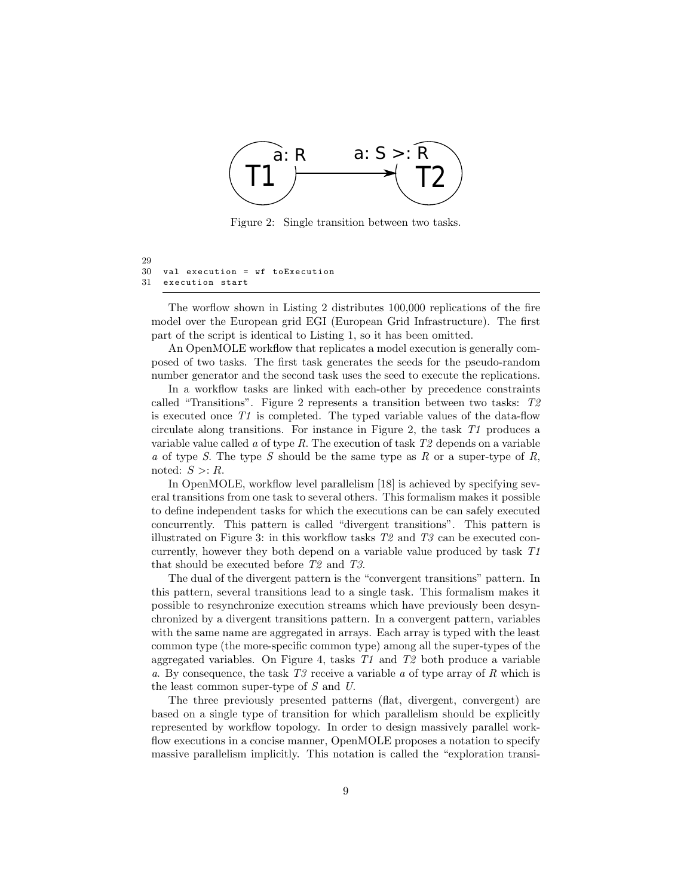Figure 2: Single transition between two tasks.

```
29
30  val execution = wf toExecution
31  execution start
```

The worflow shown in Listing 2 distributes 100,000 replications of the fire model over the European grid EGI (European Grid Infrastructure). The first part of the script is identical to Listing 1, so it has been omitted.

An OpenMOLE workflow that replicates a model execution is generally composed of two tasks. The first task generates the seeds for the pseudo-random number generator and the second task uses the seed to execute the replications.

In a workflow tasks are linked with each-other by precedence constraints called "Transitions". Figure 2 represents a transition between two tasks: *T2* is executed once *T1* is completed. The typed variable values of the data-flow circulate along transitions. For instance in Figure 2, the task *T1* produces a variable value called *a* of type *R*. The execution of task *T2* depends on a variable *a* of type *S*. The type *S* should be the same type as *R* or a super-type of *R*, noted: $S >: R$.

In OpenMOLE, workflow level parallelism [18] is achieved by specifying several transitions from one task to several others. This formalism makes it possible to define independent tasks for which the executions can be can safely executed concurrently. This pattern is called "divergent transitions". This pattern is illustrated on Figure 3: in this workflow tasks *T2* and *T3* can be executed concurrently, however they both depend on a variable value produced by task *T1* that should be executed before *T2* and *T3*.

The dual of the divergent pattern is the "convergent transitions" pattern. In this pattern, several transitions lead to a single task. This formalism makes it possible to resynchronize execution streams which have previously been desynchronized by a divergent transitions pattern. In a convergent pattern, variables with the same name are aggregated in arrays. Each array is typed with the least common type (the more-specific common type) among all the super-types of the aggregated variables. On Figure 4, tasks *T1* and *T2* both produce a variable *a*. By consequence, the task *T3* receive a variable *a* of type array of *R* which is the least common super-type of *S* and *U*.

The three previously presented patterns (flat, divergent, convergent) are based on a single type of transition for which parallelism should be explicitly represented by workflow topology. In order to design massively parallel workflow executions in a concise manner, OpenMOLE proposes a notation to specify massive parallelism implicitly. This notation is called the "exploration transi-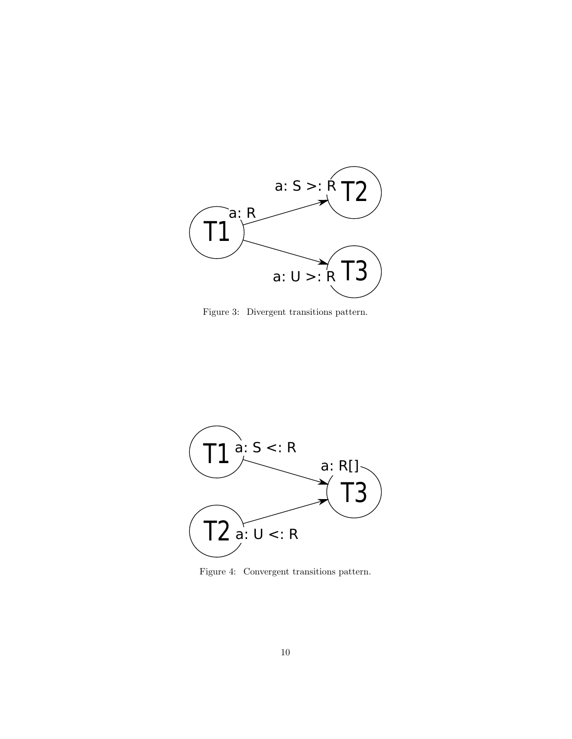Figure 3: Divergent transitions pattern.

Figure 4: Convergent transitions pattern.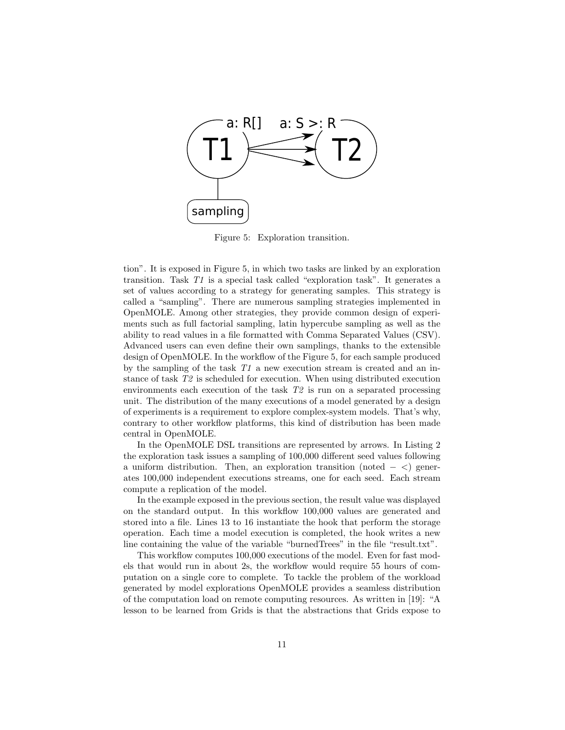Figure 5: Exploration transition.

tion". It is exposed in Figure 5, in which two tasks are linked by an exploration transition. Task *T1* is a special task called "exploration task". It generates a set of values according to a strategy for generating samples. This strategy is called a "sampling". There are numerous sampling strategies implemented in OpenMOLE. Among other strategies, they provide common design of experiments such as full factorial sampling, latin hypercube sampling as well as the ability to read values in a file formatted with Comma Separated Values (CSV). Advanced users can even define their own samplings, thanks to the extensible design of OpenMOLE. In the workflow of the Figure 5, for each sample produced by the sampling of the task *T1* a new execution stream is created and an instance of task *T2* is scheduled for execution. When using distributed execution environments each execution of the task *T2* is run on a separated processing unit. The distribution of the many executions of a model generated by a design of experiments is a requirement to explore complex-system models. That's why, contrary to other workflow platforms, this kind of distribution has been made central in OpenMOLE.

In the OpenMOLE DSL transitions are represented by arrows. In Listing 2 the exploration task issues a sampling of 100,000 different seed values following a uniform distribution. Then, an exploration transition (noted $-<$) generates 100,000 independent executions streams, one for each seed. Each stream compute a replication of the model.

In the example exposed in the previous section, the result value was displayed on the standard output. In this workflow 100,000 values are generated and stored into a file. Lines 13 to 16 instantiate the hook that perform the storage operation. Each time a model execution is completed, the hook writes a new line containing the value of the variable "burnedTrees" in the file "result.txt".

This workflow computes 100,000 executions of the model. Even for fast models that would run in about 2s, the workflow would require 55 hours of computation on a single core to complete. To tackle the problem of the workload generated by model explorations OpenMOLE provides a seamless distribution of the computation load on remote computing resources. As written in [19]: "A lesson to be learned from Grids is that the abstractions that Grids expose to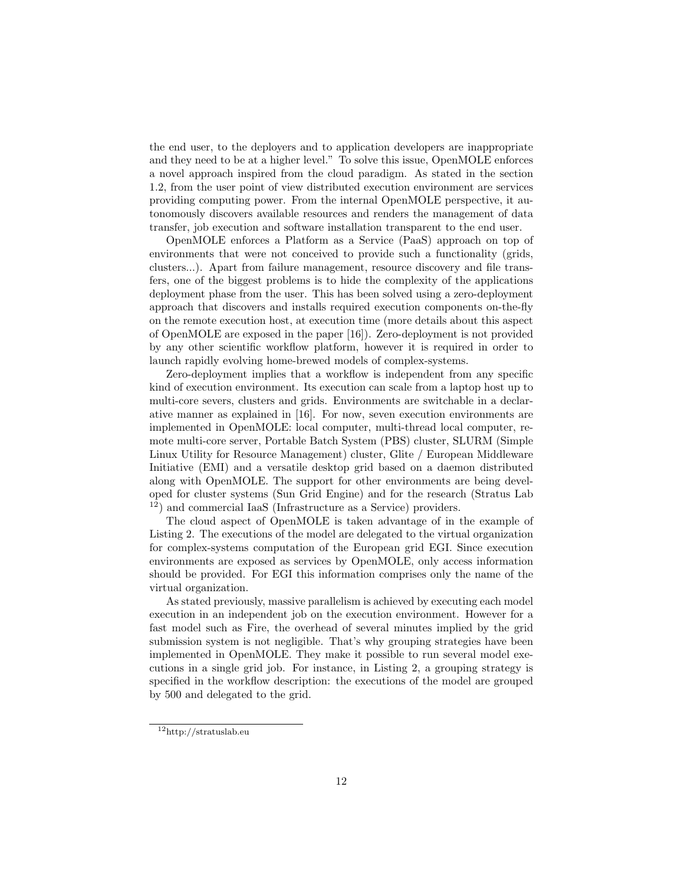the end user, to the deployers and to application developers are inappropriate and they need to be at a higher level." To solve this issue, OpenMOLE enforces a novel approach inspired from the cloud paradigm. As stated in the section 1.2, from the user point of view distributed execution environment are services providing computing power. From the internal OpenMOLE perspective, it autonomously discovers available resources and renders the management of data transfer, job execution and software installation transparent to the end user.

OpenMOLE enforces a Platform as a Service (PaaS) approach on top of environments that were not conceived to provide such a functionality (grids, clusters...). Apart from failure management, resource discovery and file transfers, one of the biggest problems is to hide the complexity of the applications deployment phase from the user. This has been solved using a zero-deployment approach that discovers and installs required execution components on-the-fly on the remote execution host, at execution time (more details about this aspect of OpenMOLE are exposed in the paper [16]). Zero-deployment is not provided by any other scientific workflow platform, however it is required in order to launch rapidly evolving home-brewed models of complex-systems.

Zero-deployment implies that a workflow is independent from any specific kind of execution environment. Its execution can scale from a laptop host up to multi-core severs, clusters and grids. Environments are switchable in a declarative manner as explained in [16]. For now, seven execution environments are implemented in OpenMOLE: local computer, multi-thread local computer, remote multi-core server, Portable Batch System (PBS) cluster, SLURM (Simple Linux Utility for Resource Management) cluster, Glite / European Middleware Initiative (EMI) and a versatile desktop grid based on a daemon distributed along with OpenMOLE. The support for other environments are being developed for cluster systems (Sun Grid Engine) and for the research (Stratus Lab [12]) and commercial IaaS (Infrastructure as a Service) providers.

The cloud aspect of OpenMOLE is taken advantage of in the example of Listing 2. The executions of the model are delegated to the virtual organization for complex-systems computation of the European grid EGI. Since execution environments are exposed as services by OpenMOLE, only access information should be provided. For EGI this information comprises only the name of the virtual organization.

As stated previously, massive parallelism is achieved by executing each model execution in an independent job on the execution environment. However for a fast model such as Fire, the overhead of several minutes implied by the grid submission system is not negligible. That's why grouping strategies have been implemented in OpenMOLE. They make it possible to run several model executions in a single grid job. For instance, in Listing 2, a grouping strategy is specified in the workflow description: the executions of the model are grouped by 500 and delegated to the grid.

[12] http://stratuslab.eu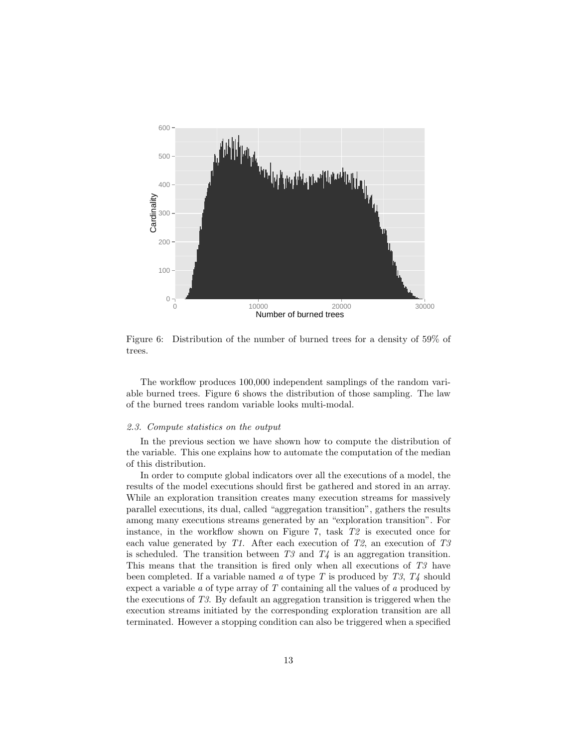Figure 6: Distribution of the number of burned trees for a density of 59% of trees.

The workflow produces 100,000 independent samplings of the random variable burned trees. Figure 6 shows the distribution of those sampling. The law of the burned trees random variable looks multi-modal.

### 2.3. Compute statistics on the output

In the previous section we have shown how to compute the distribution of the variable. This one explains how to automate the computation of the median of this distribution.

In order to compute global indicators over all the executions of a model, the results of the model executions should first be gathered and stored in an array. While an exploration transition creates many execution streams for massively parallel executions, its dual, called "aggregation transition", gathers the results among many executions streams generated by an "exploration transition". For instance, in the workflow shown on Figure 7, task *T2* is executed once for each value generated by *T1*. After each execution of *T2*, an execution of *T3* is scheduled. The transition between *T3* and *T4* is an aggregation transition. This means that the transition is fired only when all executions of *T3* have been completed. If a variable named $a$ of type $T$ is produced by *T3*, *T4* should expect a variable $a$ of type array of $T$ containing all the values of $a$ produced by the executions of *T3*. By default an aggregation transition is triggered when the execution streams initiated by the corresponding exploration transition are all terminated. However a stopping condition can also be triggered when a specified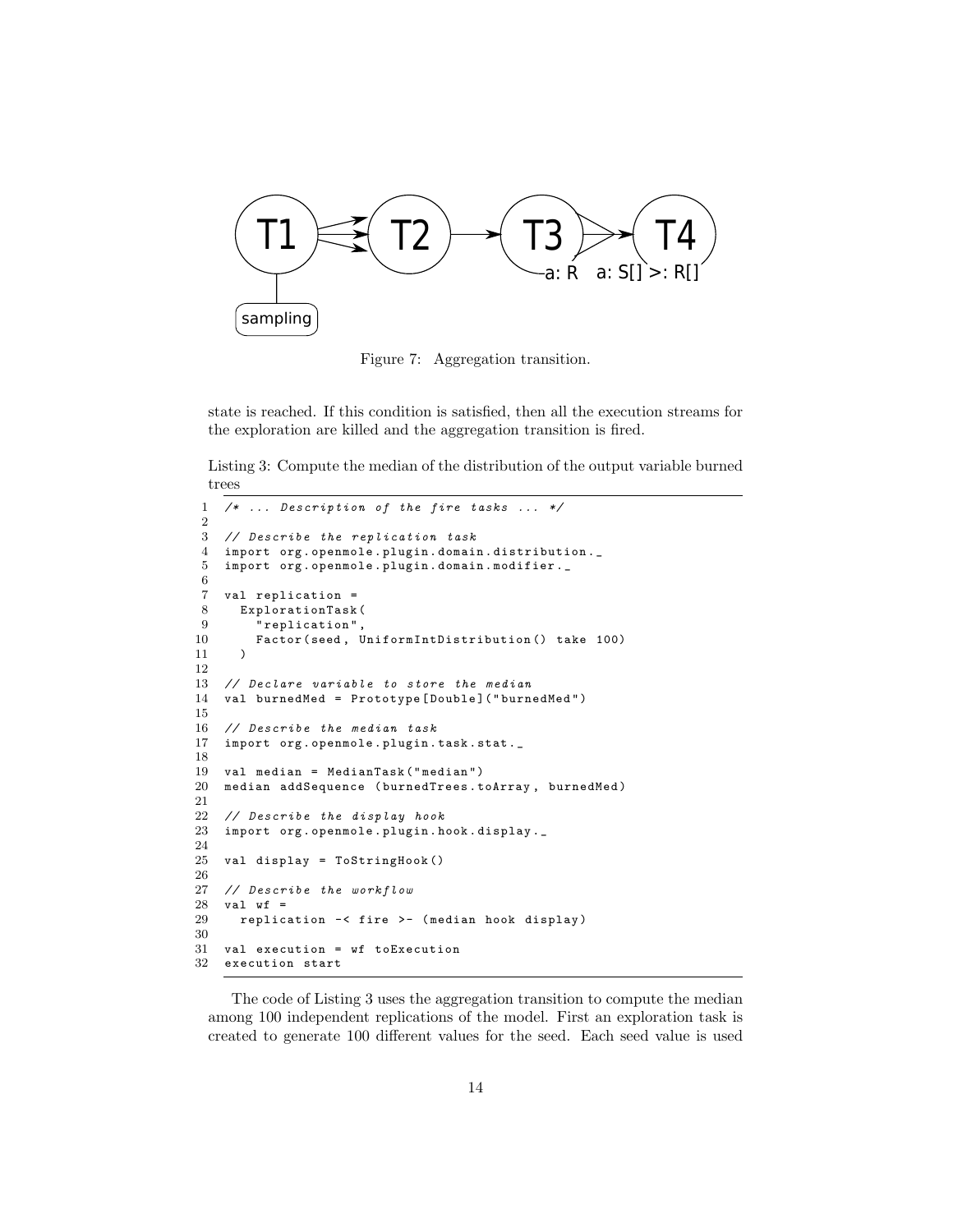Figure 7: Aggregation transition.

state is reached. If this condition is satisfied, then all the execution streams for the exploration are killed and the aggregation transition is fired.

Listing 3: Compute the median of the distribution of the output variable burned trees

```
/* ... Description of the fire tasks ... */

// Describe the replication task
import org.openmole.plugin.domain.distribution._
import org.openmole.plugin.domain.modifier._

val replication =
  ExplorationTask(
    "replication",
    Factor(seed, UniformIntDistribution() take 100)
  )

// Declare variable to store the median
val burnedMed = Prototype[Double]("burnedMed")

// Describe the median task
import org.openmole.plugin.task.stat._

val median = MedianTask("median")
median addSequence (burnedTrees.toArray, burnedMed)

// Describe the display hook
import org.openmole.plugin.hook.display._

val display = ToStringHook()

// Describe the workflow
val wf =
  replication -< fire >- (median hook display)

val execution = wf toExecution
execution start
```

The code of Listing 3 uses the aggregation transition to compute the median among 100 independent replications of the model. First an exploration task is created to generate 100 different values for the seed. Each seed value is used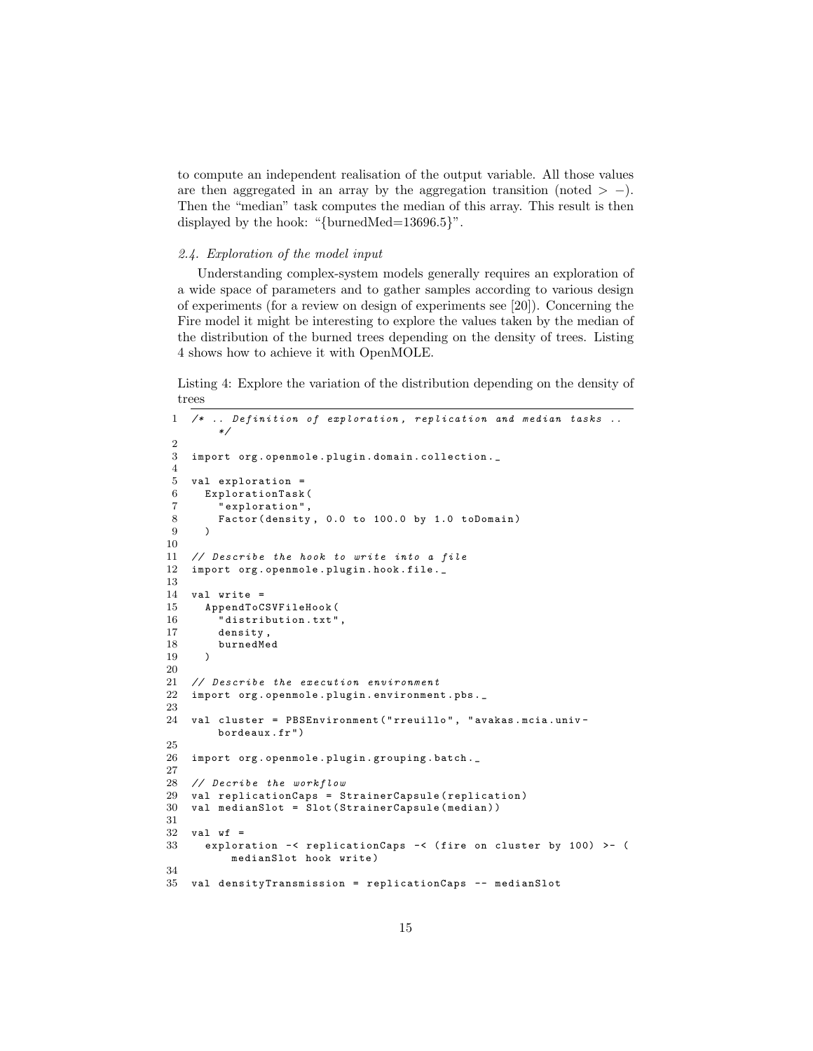to compute an independent realisation of the output variable. All those values are then aggregated in an array by the aggregation transition (noted $> -$). Then the "median" task computes the median of this array. This result is then displayed by the hook: "{burnedMed=13696.5}".

### 2.4. Exploration of the model input

Understanding complex-system models generally requires an exploration of a wide space of parameters and to gather samples according to various design of experiments (for a review on design of experiments see [20]). Concerning the Fire model it might be interesting to explore the values taken by the median of the distribution of the burned trees depending on the density of trees. Listing 4 shows how to achieve it with OpenMOLE.

Listing 4: Explore the variation of the distribution depending on the density of trees

```
1  /* .. Definition of exploration, replication and median tasks ..
      */
2
3  import org.openmole.plugin.domain.collection._
4
5  val exploration =
6    ExplorationTask(
7      "exploration",
8      Factor(density, 0.0 to 100.0 by 1.0 toDomain)
9    )
10
11 // Describe the hook to write into a file
12 import org.openmole.plugin.hook.file._
13
14 val write =
15   AppendToCSVFileHook(
16     "distribution.txt",
17     density,
18     burnedMed
19   )
20
21 // Describe the execution environment
22 import org.openmole.plugin.environment.pbs._
23
24 val cluster = PBSEnvironment("rreuillo", "avakas.mcia.univ-
      bordeaux.fr")
25
26 import org.openmole.plugin.grouping.batch._
27
28 // Decribe the workflow
29 val replicationCaps = StrainerCapsule(replication)
30 val medianSlot = Slot(StrainerCapsule(median))
31
32 val wf =
33   exploration -< replicationCaps -< (fire on cluster by 100) >- (
        medianSlot hook write)
34
35 val densityTransmission = replicationCaps -- medianSlot
```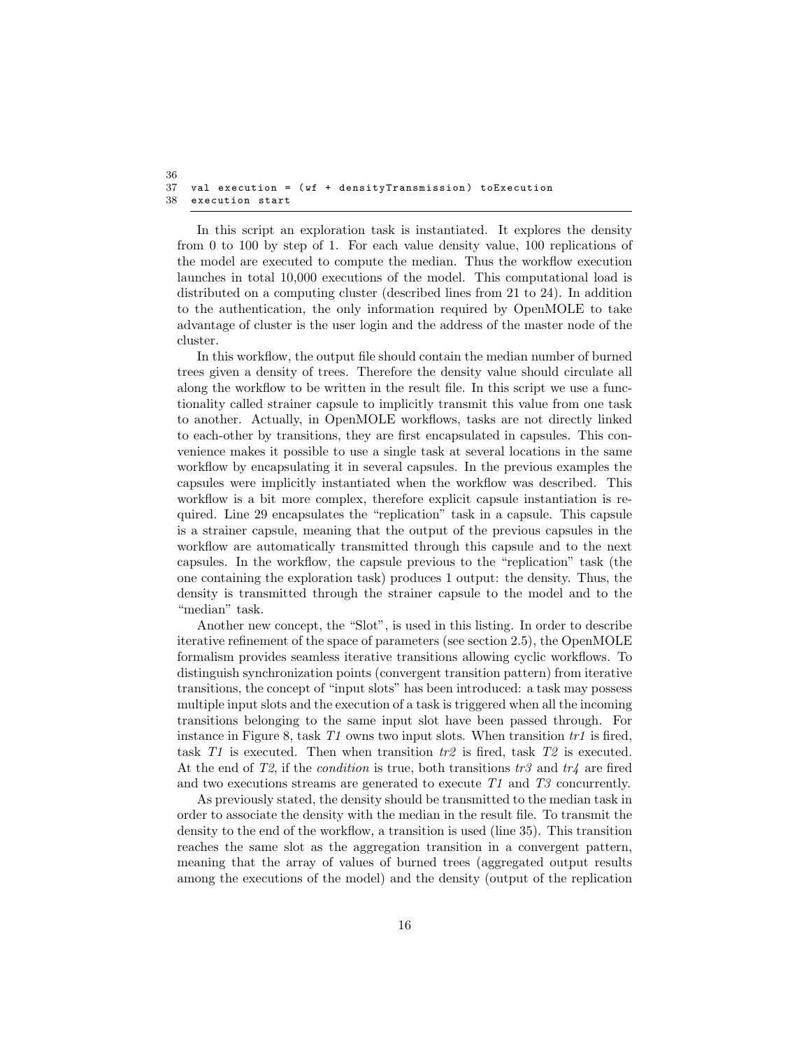```
36
37  val execution = (wf + densityTransmission) toExecution
38  execution start
```

In this script an exploration task is instantiated. It explores the density from 0 to 100 by step of 1. For each value density value, 100 replications of the model are executed to compute the median. Thus the workflow execution launches in total 10,000 executions of the model. This computational load is distributed on a computing cluster (described lines from 21 to 24). In addition to the authentication, the only information required by OpenMOLE to take advantage of cluster is the user login and the address of the master node of the cluster.

In this workflow, the output file should contain the median number of burned trees given a density of trees. Therefore the density value should circulate all along the workflow to be written in the result file. In this script we use a functionality called strainer capsule to implicitly transmit this value from one task to another. Actually, in OpenMOLE workflows, tasks are not directly linked to each-other by transitions, they are first encapsulated in capsules. This convenience makes it possible to use a single task at several locations in the same workflow by encapsulating it in several capsules. In the previous examples the capsules were implicitly instantiated when the workflow was described. This workflow is a bit more complex, therefore explicit capsule instantiation is required. Line 29 encapsulates the "replication" task in a capsule. This capsule is a strainer capsule, meaning that the output of the previous capsules in the workflow are automatically transmitted through this capsule and to the next capsules. In the workflow, the capsule previous to the "replication" task (the one containing the exploration task) produces 1 output: the density. Thus, the density is transmitted through the strainer capsule to the model and to the "median" task.

Another new concept, the "Slot", is used in this listing. In order to describe iterative refinement of the space of parameters (see section 2.5), the OpenMOLE formalism provides seamless iterative transitions allowing cyclic workflows. To distinguish synchronization points (convergent transition pattern) from iterative transitions, the concept of "input slots" has been introduced: a task may possess multiple input slots and the execution of a task is triggered when all the incoming transitions belonging to the same input slot have been passed through. For instance in Figure 8, task *T1* owns two input slots. When transition *tr1* is fired, task *T1* is executed. Then when transition *tr2* is fired, task *T2* is executed. At the end of *T2*, if the *condition* is true, both transitions *tr3* and *tr4* are fired and two executions streams are generated to execute *T1* and *T3* concurrently.

As previously stated, the density should be transmitted to the median task in order to associate the density with the median in the result file. To transmit the density to the end of the workflow, a transition is used (line 35). This transition reaches the same slot as the aggregation transition in a convergent pattern, meaning that the array of values of burned trees (aggregated output results among the executions of the model) and the density (output of the replication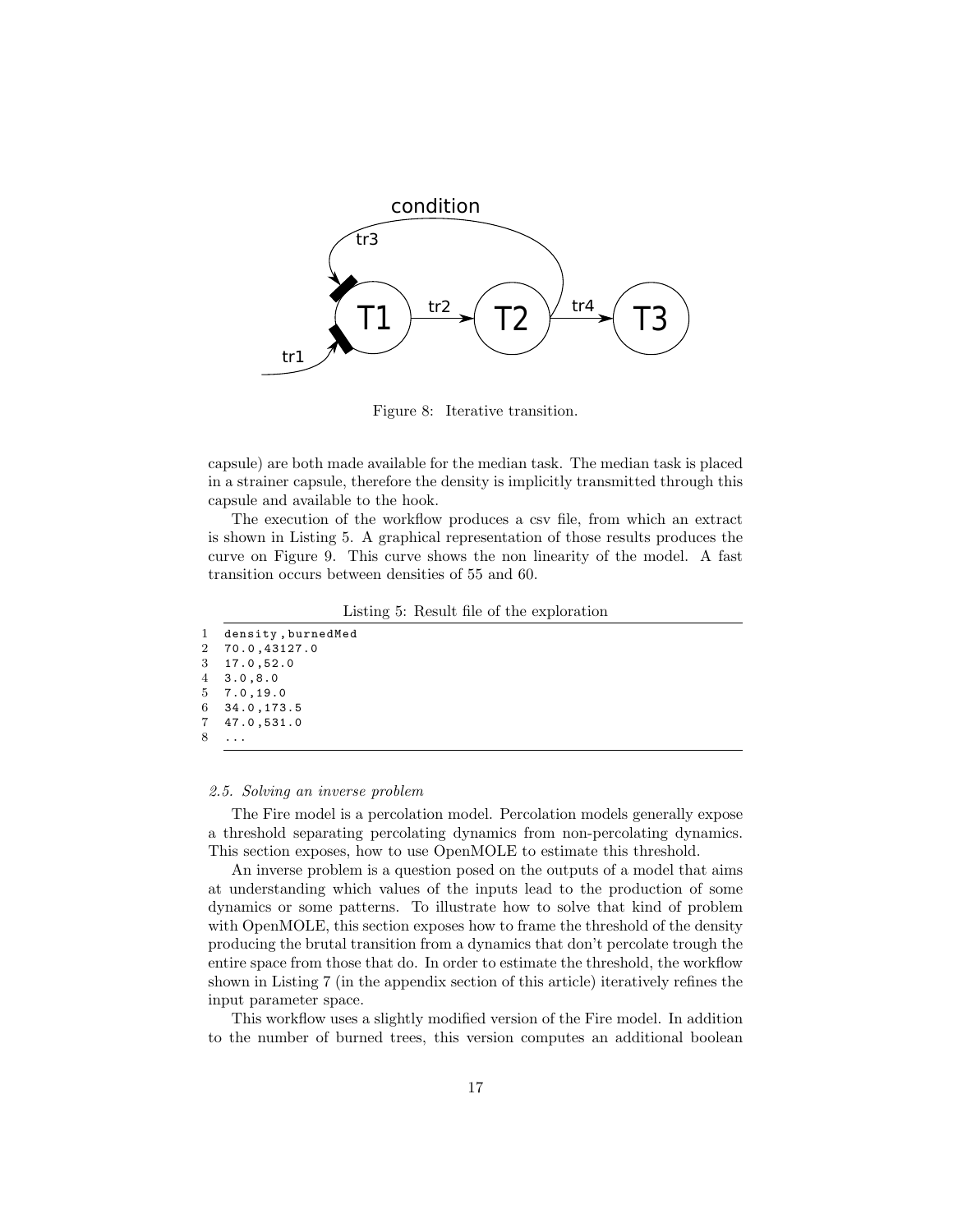Figure 8: Iterative transition.

capsule) are both made available for the median task. The median task is placed in a strainer capsule, therefore the density is implicitly transmitted through this capsule and available to the hook.

The execution of the workflow produces a csv file, from which an extract is shown in Listing 5. A graphical representation of those results produces the curve on Figure 9. This curve shows the non linearity of the model. A fast transition occurs between densities of 55 and 60.

Listing 5: Result file of the exploration

```
density,burnedMed
70.0,43127.0
17.0,52.0
3.0,8.0
7.0,19.0
34.0,173.5
47.0,531.0
...
```

### *2.5. Solving an inverse problem*

The Fire model is a percolation model. Percolation models generally expose a threshold separating percolating dynamics from non-percolating dynamics. This section exposes, how to use OpenMOLE to estimate this threshold.

An inverse problem is a question posed on the outputs of a model that aims at understanding which values of the inputs lead to the production of some dynamics or some patterns. To illustrate how to solve that kind of problem with OpenMOLE, this section exposes how to frame the threshold of the density producing the brutal transition from a dynamics that don't percolate trough the entire space from those that do. In order to estimate the threshold, the workflow shown in Listing 7 (in the appendix section of this article) iteratively refines the input parameter space.

This workflow uses a slightly modified version of the Fire model. In addition to the number of burned trees, this version computes an additional boolean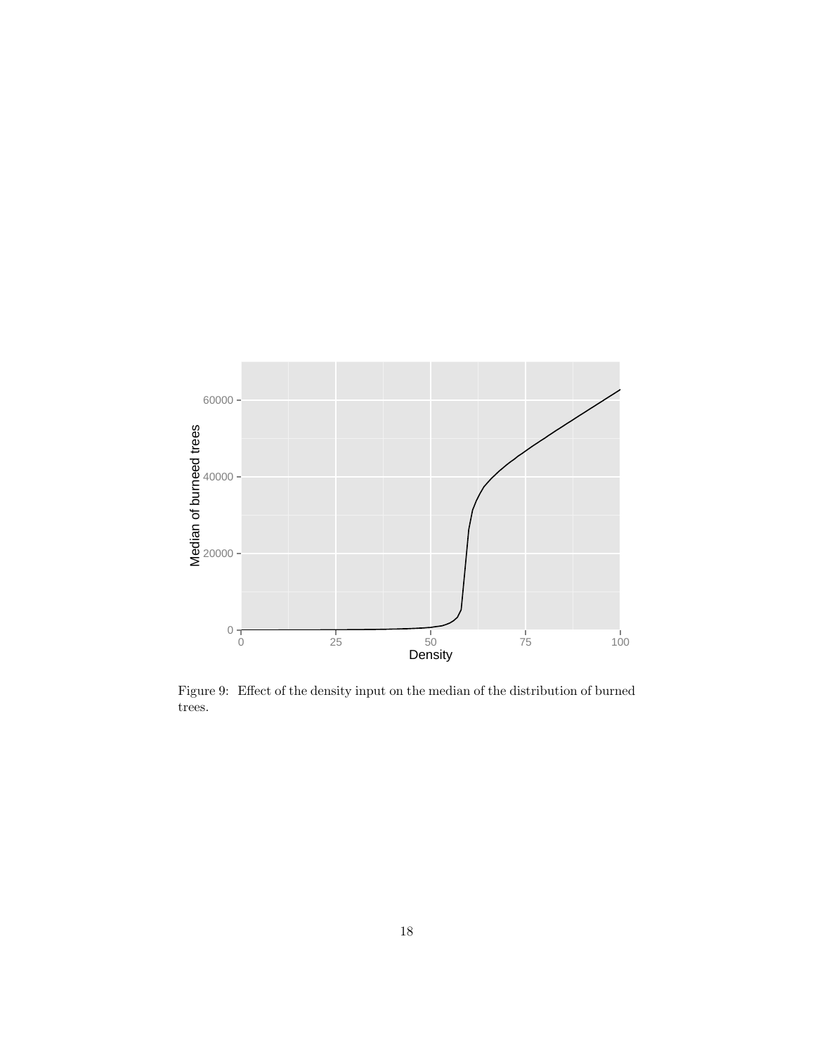Figure 9: Effect of the density input on the median of the distribution of burned trees.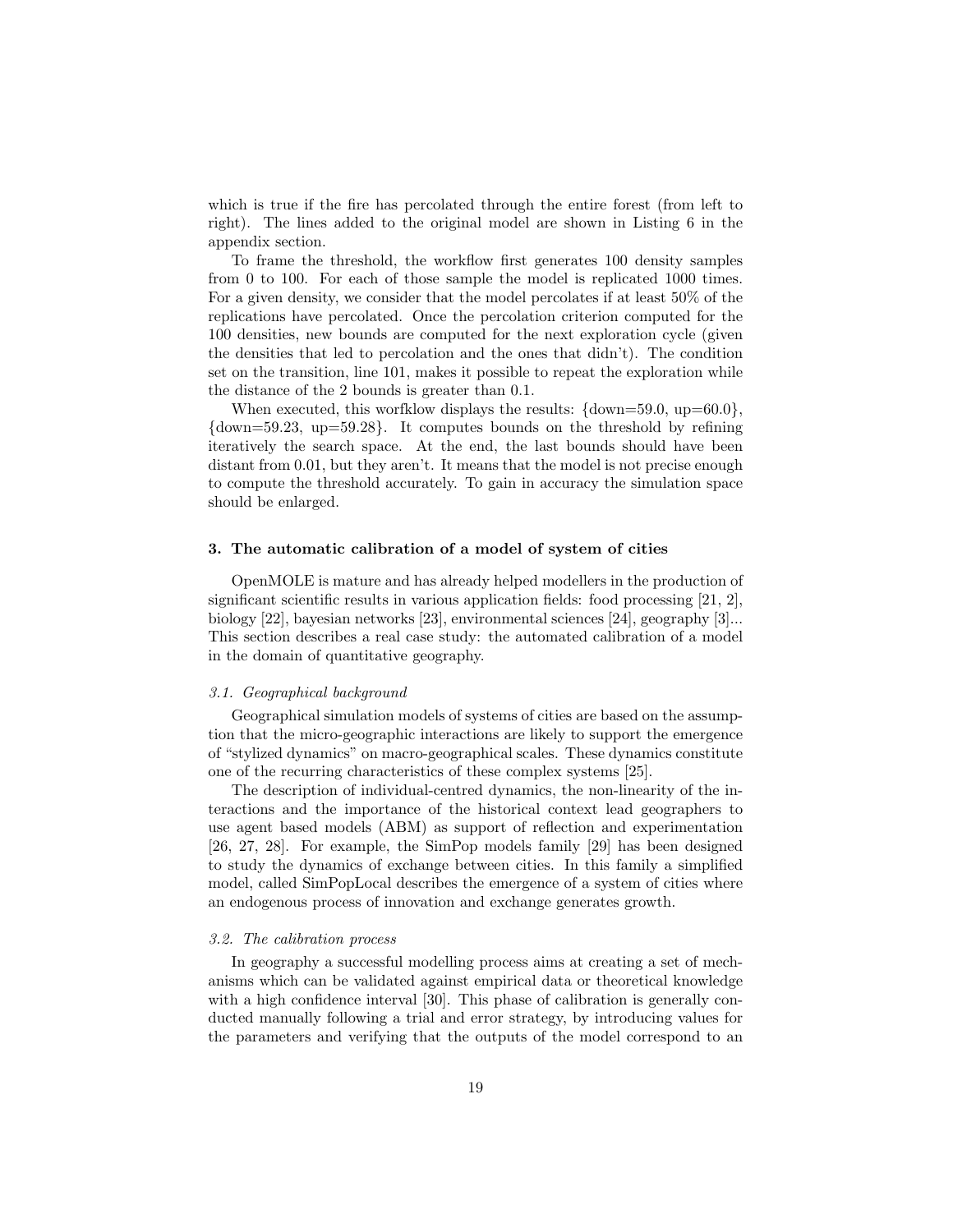which is true if the fire has percolated through the entire forest (from left to right). The lines added to the original model are shown in Listing 6 in the appendix section.

To frame the threshold, the workflow first generates 100 density samples from 0 to 100. For each of those sample the model is replicated 1000 times. For a given density, we consider that the model percolates if at least 50% of the replications have percolated. Once the percolation criterion computed for the 100 densities, new bounds are computed for the next exploration cycle (given the densities that led to percolation and the ones that didn't). The condition set on the transition, line 101, makes it possible to repeat the exploration while the distance of the 2 bounds is greater than 0.1.

When executed, this worfklow displays the results: {down=59.0, up=60.0}, {down=59.23, up=59.28}. It computes bounds on the threshold by refining iteratively the search space. At the end, the last bounds should have been distant from 0.01, but they aren't. It means that the model is not precise enough to compute the threshold accurately. To gain in accuracy the simulation space should be enlarged.

## 3. The automatic calibration of a model of system of cities

OpenMOLE is mature and has already helped modellers in the production of significant scientific results in various application fields: food processing [21, 2], biology [22], bayesian networks [23], environmental sciences [24], geography [3]... This section describes a real case study: the automated calibration of a model in the domain of quantitative geography.

### *3.1. Geographical background*

Geographical simulation models of systems of cities are based on the assumption that the micro-geographic interactions are likely to support the emergence of "stylized dynamics" on macro-geographical scales. These dynamics constitute one of the recurring characteristics of these complex systems [25].

The description of individual-centred dynamics, the non-linearity of the interactions and the importance of the historical context lead geographers to use agent based models (ABM) as support of reflection and experimentation [26, 27, 28]. For example, the SimPop models family [29] has been designed to study the dynamics of exchange between cities. In this family a simplified model, called SimPopLocal describes the emergence of a system of cities where an endogenous process of innovation and exchange generates growth.

### *3.2. The calibration process*

In geography a successful modelling process aims at creating a set of mechanisms which can be validated against empirical data or theoretical knowledge with a high confidence interval [30]. This phase of calibration is generally conducted manually following a trial and error strategy, by introducing values for the parameters and verifying that the outputs of the model correspond to an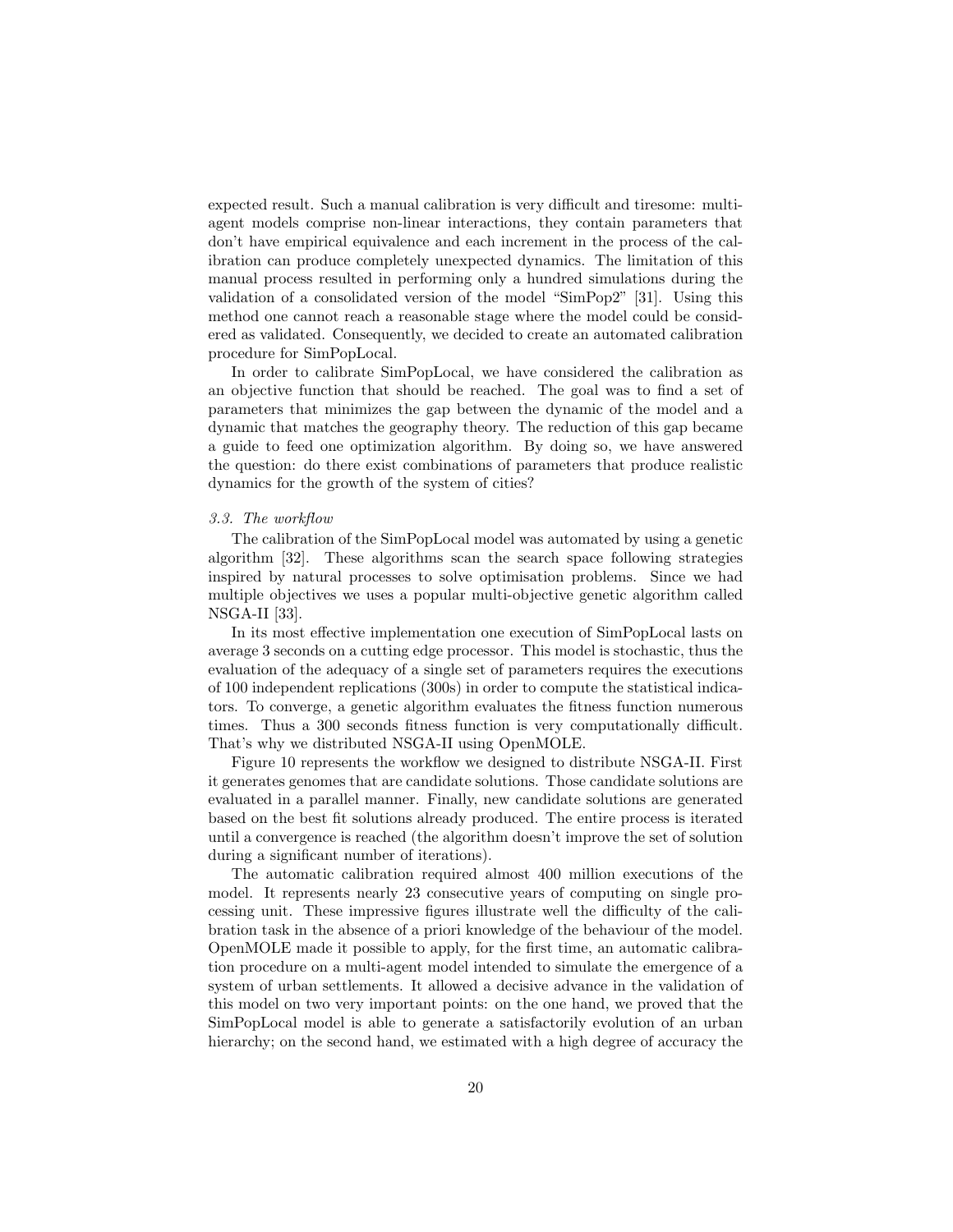expected result. Such a manual calibration is very difficult and tiresome: multi-agent models comprise non-linear interactions, they contain parameters that don't have empirical equivalence and each increment in the process of the calibration can produce completely unexpected dynamics. The limitation of this manual process resulted in performing only a hundred simulations during the validation of a consolidated version of the model "SimPop2" [31]. Using this method one cannot reach a reasonable stage where the model could be considered as validated. Consequently, we decided to create an automated calibration procedure for SimPopLocal.

In order to calibrate SimPopLocal, we have considered the calibration as an objective function that should be reached. The goal was to find a set of parameters that minimizes the gap between the dynamic of the model and a dynamic that matches the geography theory. The reduction of this gap became a guide to feed one optimization algorithm. By doing so, we have answered the question: do there exist combinations of parameters that produce realistic dynamics for the growth of the system of cities?

### *3.3. The workflow*

The calibration of the SimPopLocal model was automated by using a genetic algorithm [32]. These algorithms scan the search space following strategies inspired by natural processes to solve optimisation problems. Since we had multiple objectives we uses a popular multi-objective genetic algorithm called NSGA-II [33].

In its most effective implementation one execution of SimPopLocal lasts on average 3 seconds on a cutting edge processor. This model is stochastic, thus the evaluation of the adequacy of a single set of parameters requires the executions of 100 independent replications (300s) in order to compute the statistical indicators. To converge, a genetic algorithm evaluates the fitness function numerous times. Thus a 300 seconds fitness function is very computationally difficult. That's why we distributed NSGA-II using OpenMOLE.

Figure 10 represents the workflow we designed to distribute NSGA-II. First it generates genomes that are candidate solutions. Those candidate solutions are evaluated in a parallel manner. Finally, new candidate solutions are generated based on the best fit solutions already produced. The entire process is iterated until a convergence is reached (the algorithm doesn't improve the set of solution during a significant number of iterations).

The automatic calibration required almost 400 million executions of the model. It represents nearly 23 consecutive years of computing on single processing unit. These impressive figures illustrate well the difficulty of the calibration task in the absence of a priori knowledge of the behaviour of the model. OpenMOLE made it possible to apply, for the first time, an automatic calibration procedure on a multi-agent model intended to simulate the emergence of a system of urban settlements. It allowed a decisive advance in the validation of this model on two very important points: on the one hand, we proved that the SimPopLocal model is able to generate a satisfactorily evolution of an urban hierarchy; on the second hand, we estimated with a high degree of accuracy the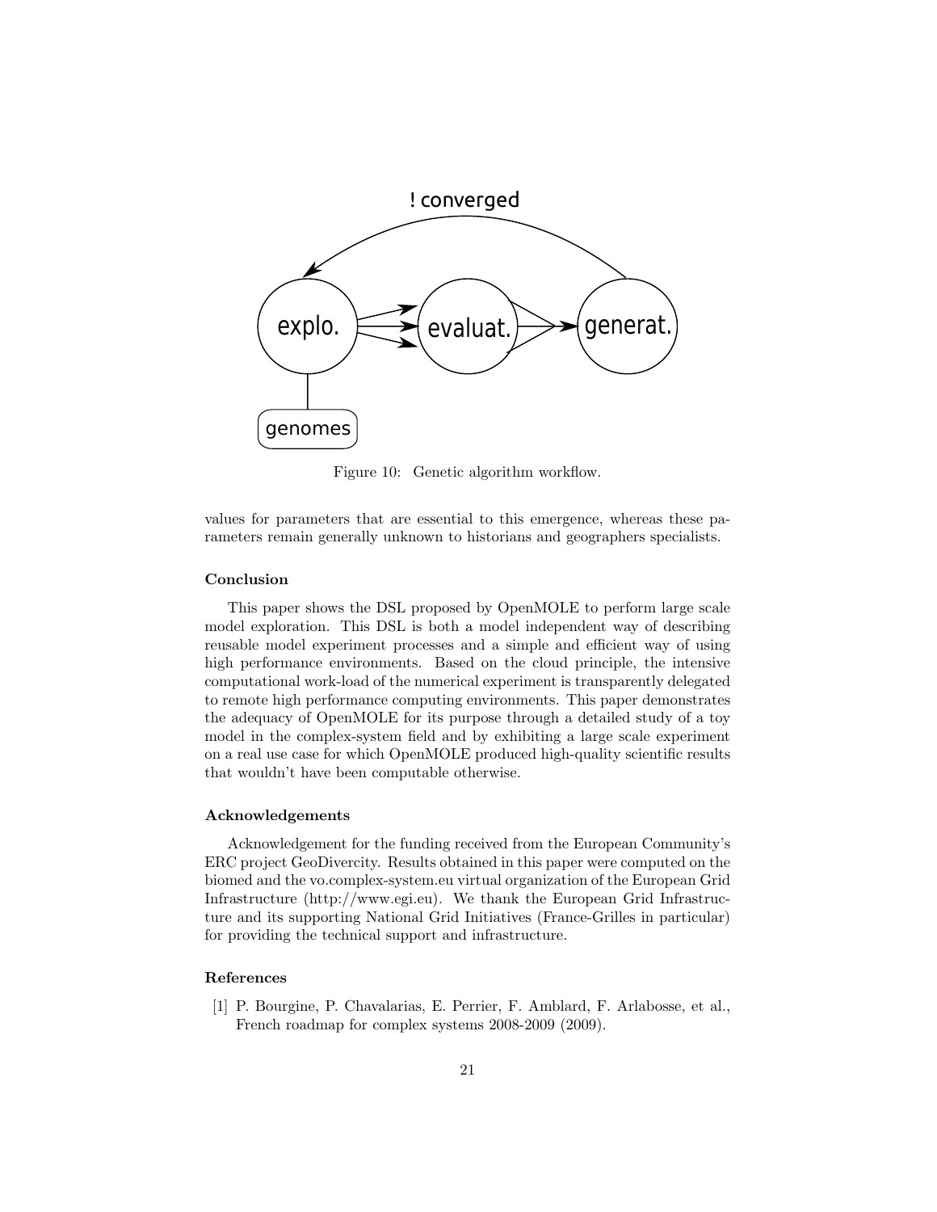Figure 10: Genetic algorithm workflow.

values for parameters that are essential to this emergence, whereas these parameters remain generally unknown to historians and geographers specialists.

### Conclusion

This paper shows the DSL proposed by OpenMOLE to perform large scale model exploration. This DSL is both a model independent way of describing reusable model experiment processes and a simple and efficient way of using high performance environments. Based on the cloud principle, the intensive computational work-load of the numerical experiment is transparently delegated to remote high performance computing environments. This paper demonstrates the adequacy of OpenMOLE for its purpose through a detailed study of a toy model in the complex-system field and by exhibiting a large scale experiment on a real use case for which OpenMOLE produced high-quality scientific results that wouldn't have been computable otherwise.

### Acknowledgements

Acknowledgement for the funding received from the European Community's ERC project GeoDivercity. Results obtained in this paper were computed on the biomed and the vo.complex-system.eu virtual organization of the European Grid Infrastructure (http://www.egi.eu). We thank the European Grid Infrastructure and its supporting National Grid Initiatives (France-Grilles in particular) for providing the technical support and infrastructure.

### References

[1] P. Bourgine, P. Chavalarias, E. Perrier, F. Amblard, F. Arlabosse, et al., French roadmap for complex systems 2008-2009 (2009).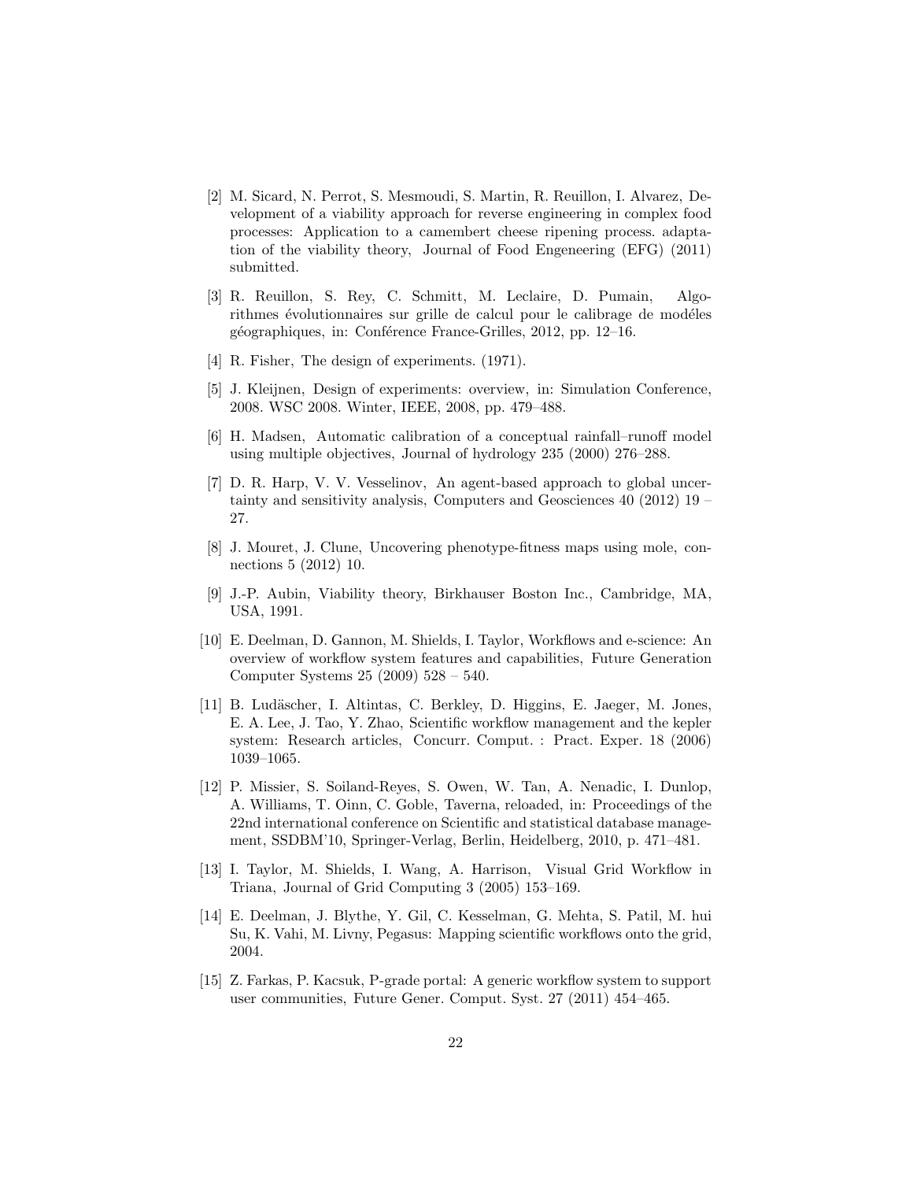[2] M. Sicard, N. Perrot, S. Mesmoudi, S. Martin, R. Reuillon, I. Alvarez, Development of a viability approach for reverse engineering in complex food processes: Application to a camembert cheese ripening process. adaptation of the viability theory, Journal of Food Engeneering (EFG) (2011) submitted.

[3] R. Reuillon, S. Rey, C. Schmitt, M. Leclaire, D. Pumain, Algorithmes évolutionnaires sur grille de calcul pour le calibrage de modéles géographiques, in: Conférence France-Grilles, 2012, pp. 12–16.

[4] R. Fisher, The design of experiments. (1971).

[5] J. Kleijnen, Design of experiments: overview, in: Simulation Conference, 2008. WSC 2008. Winter, IEEE, 2008, pp. 479–488.

[6] H. Madsen, Automatic calibration of a conceptual rainfall–runoff model using multiple objectives, Journal of hydrology 235 (2000) 276–288.

[7] D. R. Harp, V. V. Vesselinov, An agent-based approach to global uncertainty and sensitivity analysis, Computers and Geosciences 40 (2012) 19 – 27.

[8] J. Mouret, J. Clune, Uncovering phenotype-fitness maps using mole, connections 5 (2012) 10.

[9] J.-P. Aubin, Viability theory, Birkhauser Boston Inc., Cambridge, MA, USA, 1991.

[10] E. Deelman, D. Gannon, M. Shields, I. Taylor, Workflows and e-science: An overview of workflow system features and capabilities, Future Generation Computer Systems 25 (2009) 528 – 540.

[11] B. Ludäscher, I. Altintas, C. Berkley, D. Higgins, E. Jaeger, M. Jones, E. A. Lee, J. Tao, Y. Zhao, Scientific workflow management and the kepler system: Research articles, Concurr. Comput. : Pract. Exper. 18 (2006) 1039–1065.

[12] P. Missier, S. Soiland-Reyes, S. Owen, W. Tan, A. Nenadic, I. Dunlop, A. Williams, T. Oinn, C. Goble, Taverna, reloaded, in: Proceedings of the 22nd international conference on Scientific and statistical database management, SSDBM'10, Springer-Verlag, Berlin, Heidelberg, 2010, p. 471–481.

[13] I. Taylor, M. Shields, I. Wang, A. Harrison, Visual Grid Workflow in Triana, Journal of Grid Computing 3 (2005) 153–169.

[14] E. Deelman, J. Blythe, Y. Gil, C. Kesselman, G. Mehta, S. Patil, M. hui Su, K. Vahi, M. Livny, Pegasus: Mapping scientific workflows onto the grid, 2004.

[15] Z. Farkas, P. Kacsuk, P-grade portal: A generic workflow system to support user communities, Future Gener. Comput. Syst. 27 (2011) 454–465.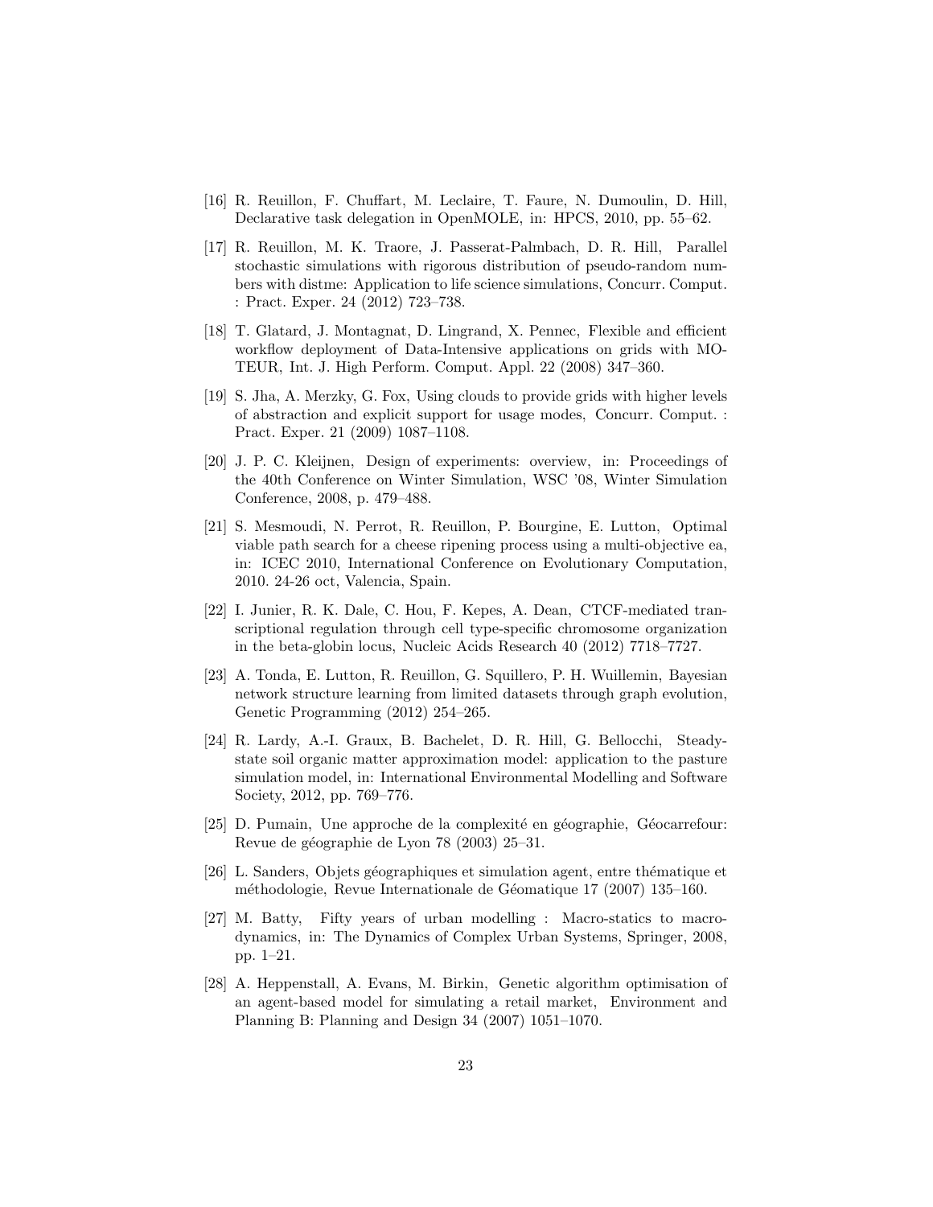[16] R. Reuillon, F. Chuffart, M. Leclaire, T. Faure, N. Dumoulin, D. Hill, Declarative task delegation in OpenMOLE, in: HPCS, 2010, pp. 55–62.

[17] R. Reuillon, M. K. Traore, J. Passerat-Palmbach, D. R. Hill, Parallel stochastic simulations with rigorous distribution of pseudo-random numbers with distme: Application to life science simulations, Concurr. Comput. : Pract. Exper. 24 (2012) 723–738.

[18] T. Glatard, J. Montagnat, D. Lingrand, X. Pennec, Flexible and efficient workflow deployment of Data-Intensive applications on grids with MOTEUR, Int. J. High Perform. Comput. Appl. 22 (2008) 347–360.

[19] S. Jha, A. Merzky, G. Fox, Using clouds to provide grids with higher levels of abstraction and explicit support for usage modes, Concurr. Comput. : Pract. Exper. 21 (2009) 1087–1108.

[20] J. P. C. Kleijnen, Design of experiments: overview, in: Proceedings of the 40th Conference on Winter Simulation, WSC '08, Winter Simulation Conference, 2008, p. 479–488.

[21] S. Mesmoudi, N. Perrot, R. Reuillon, P. Bourgine, E. Lutton, Optimal viable path search for a cheese ripening process using a multi-objective ea, in: ICEC 2010, International Conference on Evolutionary Computation, 2010. 24-26 oct, Valencia, Spain.

[22] I. Junier, R. K. Dale, C. Hou, F. Kepes, A. Dean, CTCF-mediated transcriptional regulation through cell type-specific chromosome organization in the beta-globin locus, Nucleic Acids Research 40 (2012) 7718–7727.

[23] A. Tonda, E. Lutton, R. Reuillon, G. Squillero, P. H. Wuillemin, Bayesian network structure learning from limited datasets through graph evolution, Genetic Programming (2012) 254–265.

[24] R. Lardy, A.-I. Graux, B. Bachelet, D. R. Hill, G. Bellocchi, Steady-state soil organic matter approximation model: application to the pasture simulation model, in: International Environmental Modelling and Software Society, 2012, pp. 769–776.

[25] D. Pumain, Une approche de la complexité en géographie, Géocarrefour: Revue de géographie de Lyon 78 (2003) 25–31.

[26] L. Sanders, Objets géographiques et simulation agent, entre thématique et méthodologie, Revue Internationale de Géomatique 17 (2007) 135–160.

[27] M. Batty, Fifty years of urban modelling : Macro-statics to macro-dynamics, in: The Dynamics of Complex Urban Systems, Springer, 2008, pp. 1–21.

[28] A. Heppenstall, A. Evans, M. Birkin, Genetic algorithm optimisation of an agent-based model for simulating a retail market, Environment and Planning B: Planning and Design 34 (2007) 1051–1070.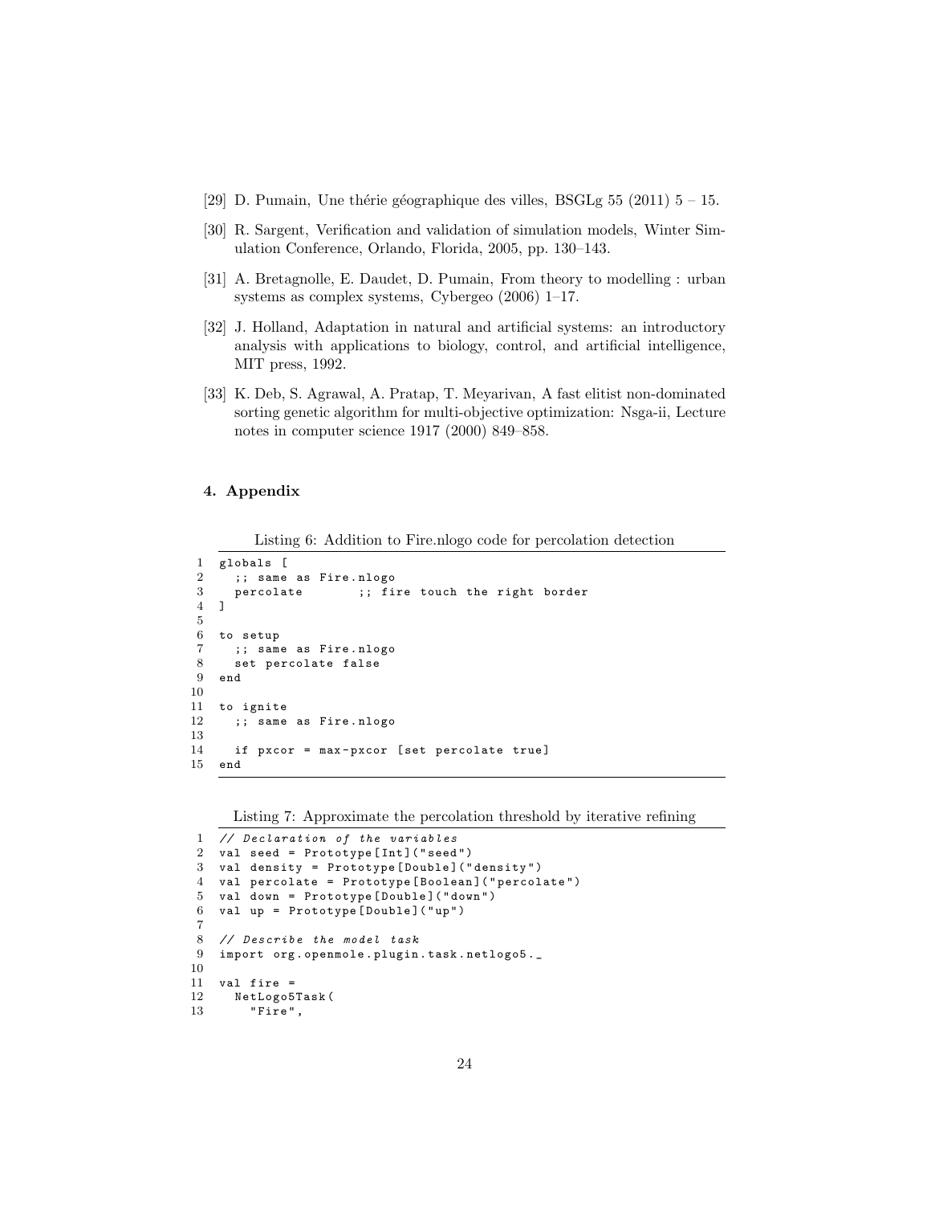[29] D. Pumain, Une thérie géographique des villes, BSGLg 55 (2011) 5 – 15.

[30] R. Sargent, Verification and validation of simulation models, Winter Simulation Conference, Orlando, Florida, 2005, pp. 130–143.

[31] A. Bretagnolle, E. Daudet, D. Pumain, From theory to modelling : urban systems as complex systems, Cybergeo (2006) 1–17.

[32] J. Holland, Adaptation in natural and artificial systems: an introductory analysis with applications to biology, control, and artificial intelligence, MIT press, 1992.

[33] K. Deb, S. Agrawal, A. Pratap, T. Meyarivan, A fast elitist non-dominated sorting genetic algorithm for multi-objective optimization: Nsga-ii, Lecture notes in computer science 1917 (2000) 849–858.

## 4. Appendix

Listing 6: Addition to Fire.nlogo code for percolation detection

```
1  globals [
2    ;; same as Fire.nlogo
3    percolate       ;; fire touch the right border
4  ]
5
6  to setup
7    ;; same as Fire.nlogo
8    set percolate false
9  end
10
11 to ignite
12   ;; same as Fire.nlogo
13
14   if pxcor = max-pxcor [set percolate true]
15 end
```

Listing 7: Approximate the percolation threshold by iterative refining

```
1  // Declaration of the variables
2  val seed = Prototype[Int]("seed")
3  val density = Prototype[Double]("density")
4  val percolate = Prototype[Boolean]("percolate")
5  val down = Prototype[Double]("down")
6  val up = Prototype[Double]("up")
7
8  // Describe the model task
9  import org.openmole.plugin.task.netlogo5._
10
11 val fire =
12   NetLogo5Task(
13     "Fire",
```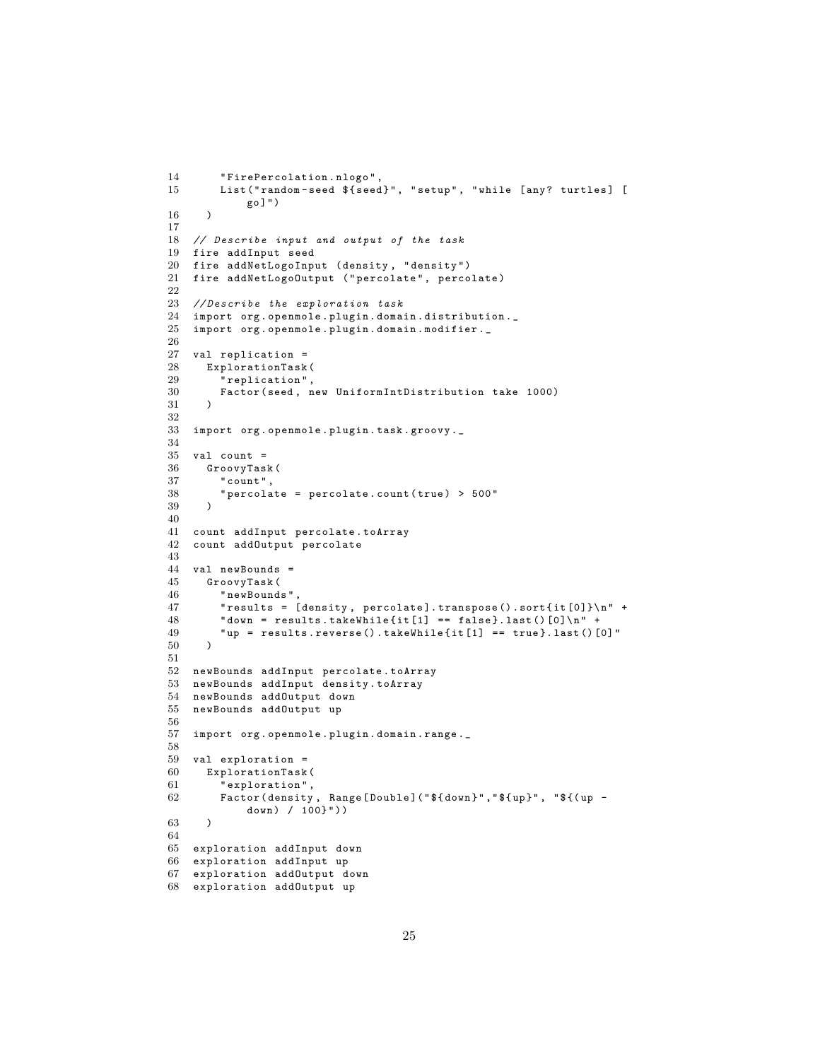```
14      "FirePercolation.nlogo",
15      List("random-seed ${seed}", "setup", "while [any? turtles] [
            go]")
16    )
17
18  // Describe input and output of the task
19  fire addInput seed
20  fire addNetLogoInput (density, "density")
21  fire addNetLogoOutput ("percolate", percolate)
22
23  //Describe the exploration task
24  import org.openmole.plugin.domain.distribution._
25  import org.openmole.plugin.domain.modifier._
26
27  val replication =
28    ExplorationTask(
29      "replication",
30      Factor(seed, new UniformIntDistribution take 1000)
31    )
32
33  import org.openmole.plugin.task.groovy._
34
35  val count =
36    GroovyTask(
37      "count",
38      "percolate = percolate.count(true) > 500"
39    )
40
41  count addInput percolate.toArray
42  count addOutput percolate
43
44  val newBounds =
45    GroovyTask(
46      "newBounds",
47      "results = [density, percolate].transpose().sort{it[0]}\n" +
48      "down = results.takeWhile{it[1] == false}.last()[0]\n" +
49      "up = results.reverse().takeWhile{it[1] == true}.last()[0]"
50    )
51
52  newBounds addInput percolate.toArray
53  newBounds addInput density.toArray
54  newBounds addOutput down
55  newBounds addOutput up
56
57  import org.openmole.plugin.domain.range._
58
59  val exploration =
60    ExplorationTask(
61      "exploration",
62      Factor(density, Range[Double]("${down}","${up}", "${(up -
            down) / 100}"))
63    )
64
65  exploration addInput down
66  exploration addInput up
67  exploration addOutput down
68  exploration addOutput up
```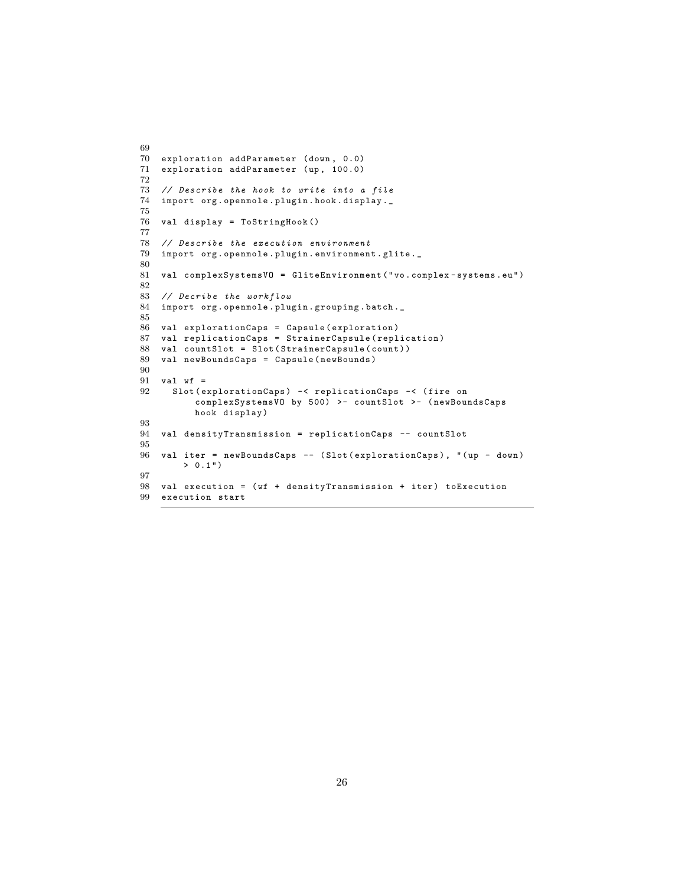```
exploration addParameter (down, 0.0)
exploration addParameter (up, 100.0)

// Describe the hook to write into a file
import org.openmole.plugin.hook.display._

val display = ToStringHook()

// Describe the execution environment
import org.openmole.plugin.environment.glite._

val complexSystemsVO = GliteEnvironment("vo.complex-systems.eu")

// Decribe the workflow
import org.openmole.plugin.grouping.batch._

val explorationCaps = Capsule(exploration)
val replicationCaps = StrainerCapsule(replication)
val countSlot = Slot(StrainerCapsule(count))
val newBoundsCaps = Capsule(newBounds)

val wf =
  Slot(explorationCaps) -< replicationCaps -< (fire on
      complexSystemsVO by 500) >- countSlot >- (newBoundsCaps
      hook display)

val densityTransmission = replicationCaps -- countSlot

val iter = newBoundsCaps -- (Slot(explorationCaps), "(up - down)
    > 0.1")

val execution = (wf + densityTransmission + iter) toExecution
execution start
```